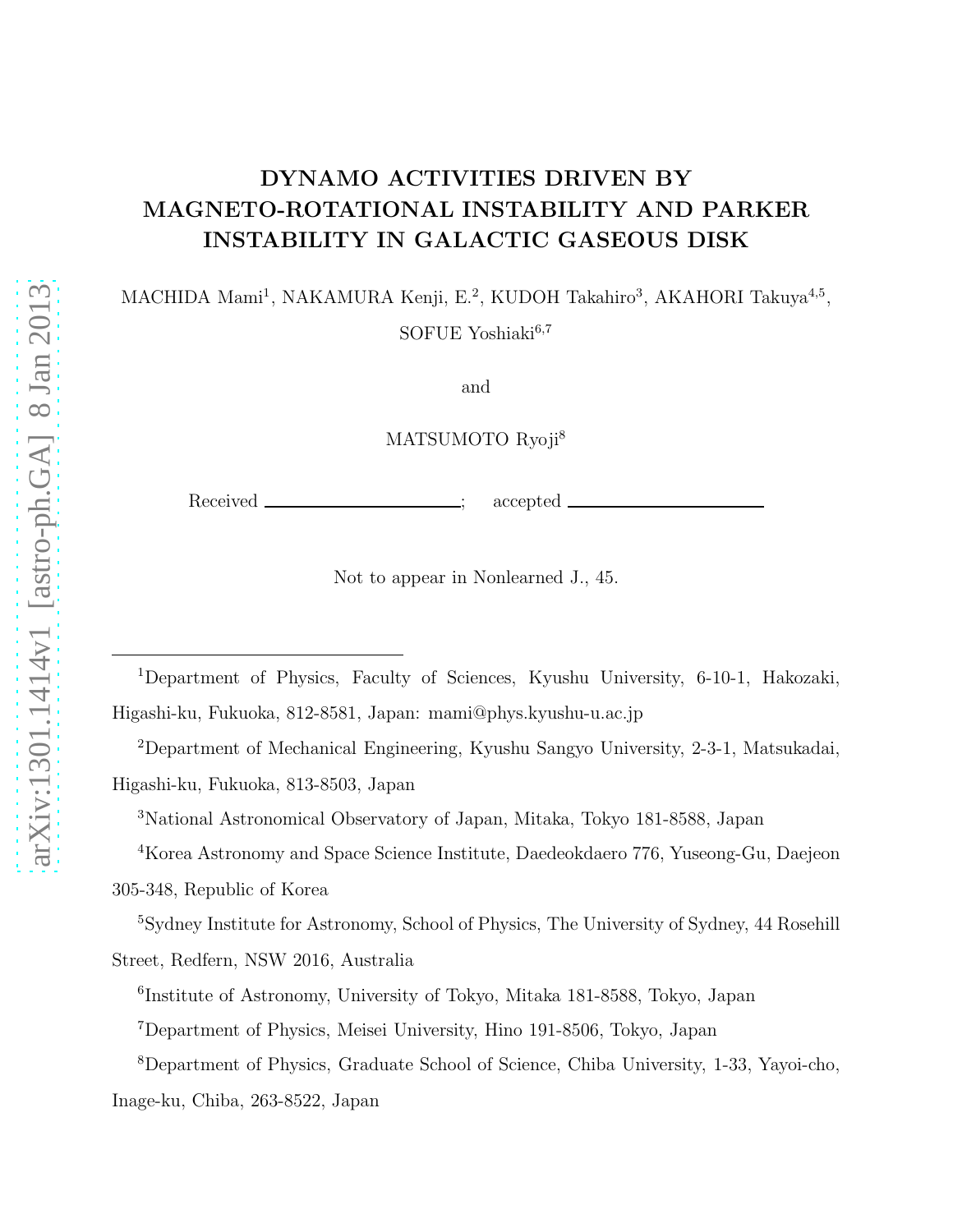# DYNAMO ACTIVITIES DRIVEN BY MAGNETO-ROTATIONAL INSTABILITY AND PARKER INSTABILITY IN GALACTIC GASEOUS DISK

MACHIDA Mami[1], NAKAMURA Kenji, E.[2], KUDOH Takahiro[3], AKAHORI Takuya[4,5],

SOFUE Yoshiaki[6,7]

and

MATSUMOTO Ryoji[8]

Received ______________________; accepted ______________________

Not to appear in Nonlearned J., 45.

---

[1]Department of Physics, Faculty of Sciences, Kyushu University, 6-10-1, Hakozaki, Higashi-ku, Fukuoka, 812-8581, Japan: mami@phys.kyushu-u.ac.jp

[2]Department of Mechanical Engineering, Kyushu Sangyo University, 2-3-1, Matsukadai, Higashi-ku, Fukuoka, 813-8503, Japan

[3]National Astronomical Observatory of Japan, Mitaka, Tokyo 181-8588, Japan

[4]Korea Astronomy and Space Science Institute, Daedeokdaero 776, Yuseong-Gu, Daejeon 305-348, Republic of Korea

[5]Sydney Institute for Astronomy, School of Physics, The University of Sydney, 44 Rosehill Street, Redfern, NSW 2016, Australia

[6]Institute of Astronomy, University of Tokyo, Mitaka 181-8588, Tokyo, Japan

[7]Department of Physics, Meisei University, Hino 191-8506, Tokyo, Japan

[8]Department of Physics, Graduate School of Science, Chiba University, 1-33, Yayoi-cho, Inage-ku, Chiba, 263-8522, Japan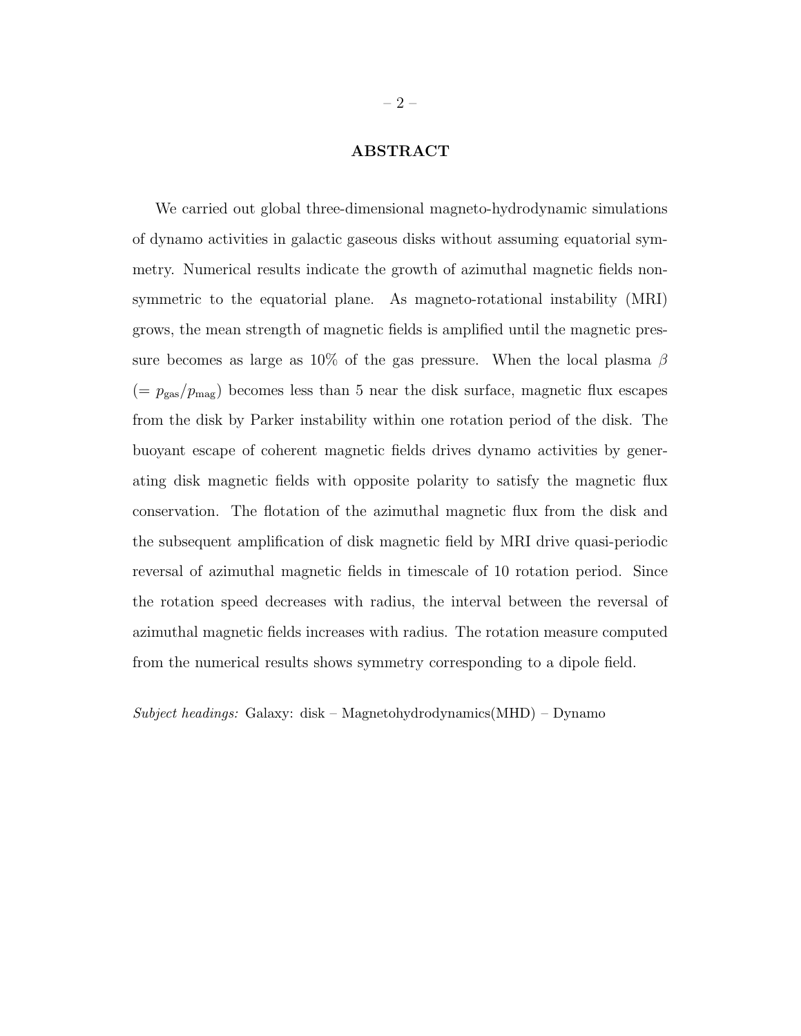## ABSTRACT

We carried out global three-dimensional magneto-hydrodynamic simulations of dynamo activities in galactic gaseous disks without assuming equatorial symmetry. Numerical results indicate the growth of azimuthal magnetic fields non-symmetric to the equatorial plane. As magneto-rotational instability (MRI) grows, the mean strength of magnetic fields is amplified until the magnetic pressure becomes as large as 10% of the gas pressure. When the local plasma $\beta$ ($= p_{\rm gas}/p_{\rm mag}$) becomes less than 5 near the disk surface, magnetic flux escapes from the disk by Parker instability within one rotation period of the disk. The buoyant escape of coherent magnetic fields drives dynamo activities by generating disk magnetic fields with opposite polarity to satisfy the magnetic flux conservation. The flotation of the azimuthal magnetic flux from the disk and the subsequent amplification of disk magnetic field by MRI drive quasi-periodic reversal of azimuthal magnetic fields in timescale of 10 rotation period. Since the rotation speed decreases with radius, the interval between the reversal of azimuthal magnetic fields increases with radius. The rotation measure computed from the numerical results shows symmetry corresponding to a dipole field.

*Subject headings:* Galaxy: disk – Magnetohydrodynamics(MHD) – Dynamo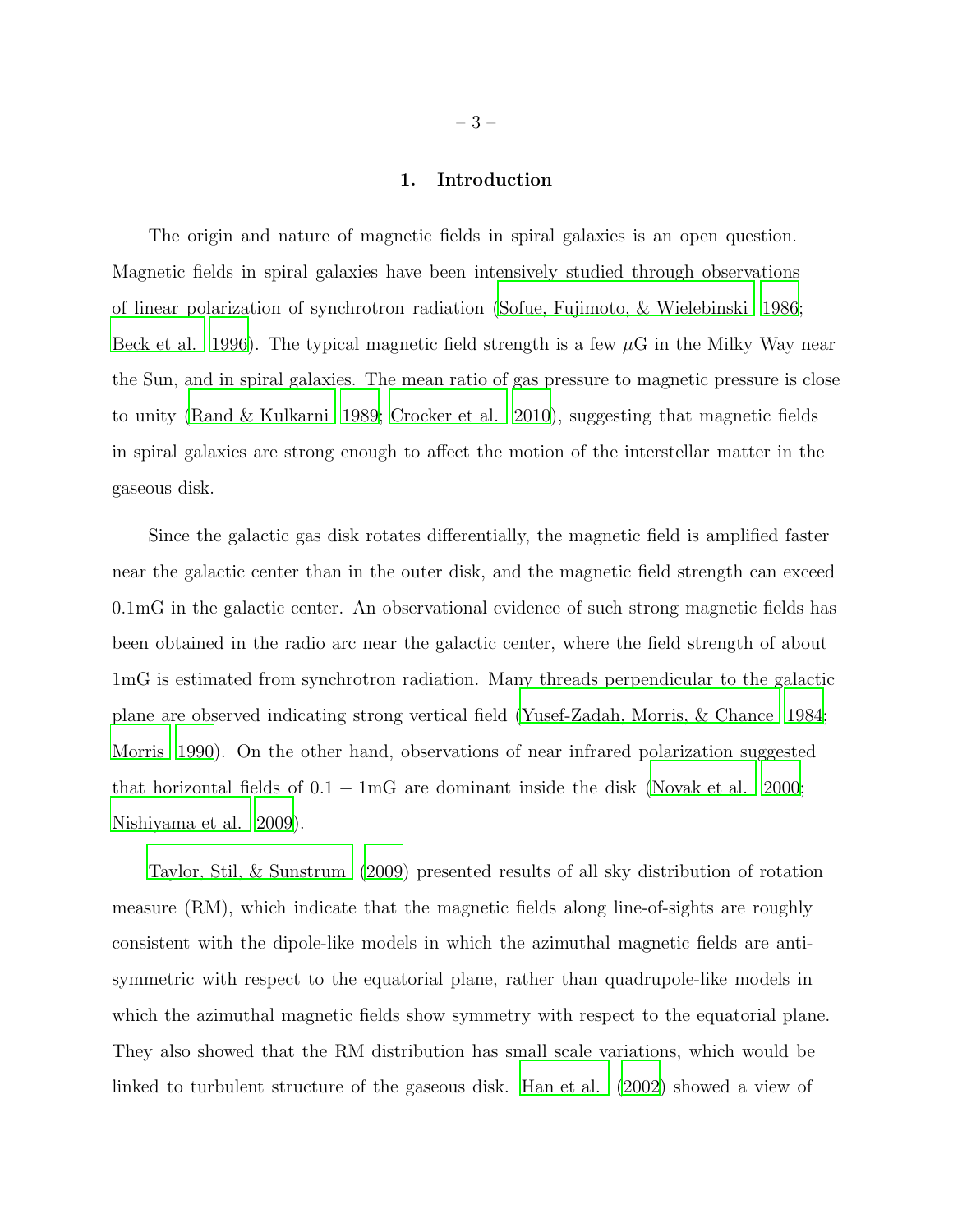## 1. Introduction

The origin and nature of magnetic fields in spiral galaxies is an open question. Magnetic fields in spiral galaxies have been intensively studied through observations of linear polarization of synchrotron radiation (Sofue, Fujimoto, & Wielebinski 1986; Beck et al. 1996). The typical magnetic field strength is a few $\mu$G in the Milky Way near the Sun, and in spiral galaxies. The mean ratio of gas pressure to magnetic pressure is close to unity (Rand & Kulkarni 1989; Crocker et al. 2010), suggesting that magnetic fields in spiral galaxies are strong enough to affect the motion of the interstellar matter in the gaseous disk.

Since the galactic gas disk rotates differentially, the magnetic field is amplified faster near the galactic center than in the outer disk, and the magnetic field strength can exceed 0.1mG in the galactic center. An observational evidence of such strong magnetic fields has been obtained in the radio arc near the galactic center, where the field strength of about 1mG is estimated from synchrotron radiation. Many threads perpendicular to the galactic plane are observed indicating strong vertical field (Yusef-Zadah, Morris, & Chance 1984; Morris 1990). On the other hand, observations of near infrared polarization suggested that horizontal fields of $0.1 - 1$mG are dominant inside the disk (Novak et al. 2000; Nishiyama et al. 2009).

Taylor, Stil, & Sunstrum (2009) presented results of all sky distribution of rotation measure (RM), which indicate that the magnetic fields along line-of-sights are roughly consistent with the dipole-like models in which the azimuthal magnetic fields are anti-symmetric with respect to the equatorial plane, rather than quadrupole-like models in which the azimuthal magnetic fields show symmetry with respect to the equatorial plane. They also showed that the RM distribution has small scale variations, which would be linked to turbulent structure of the gaseous disk. Han et al. (2002) showed a view of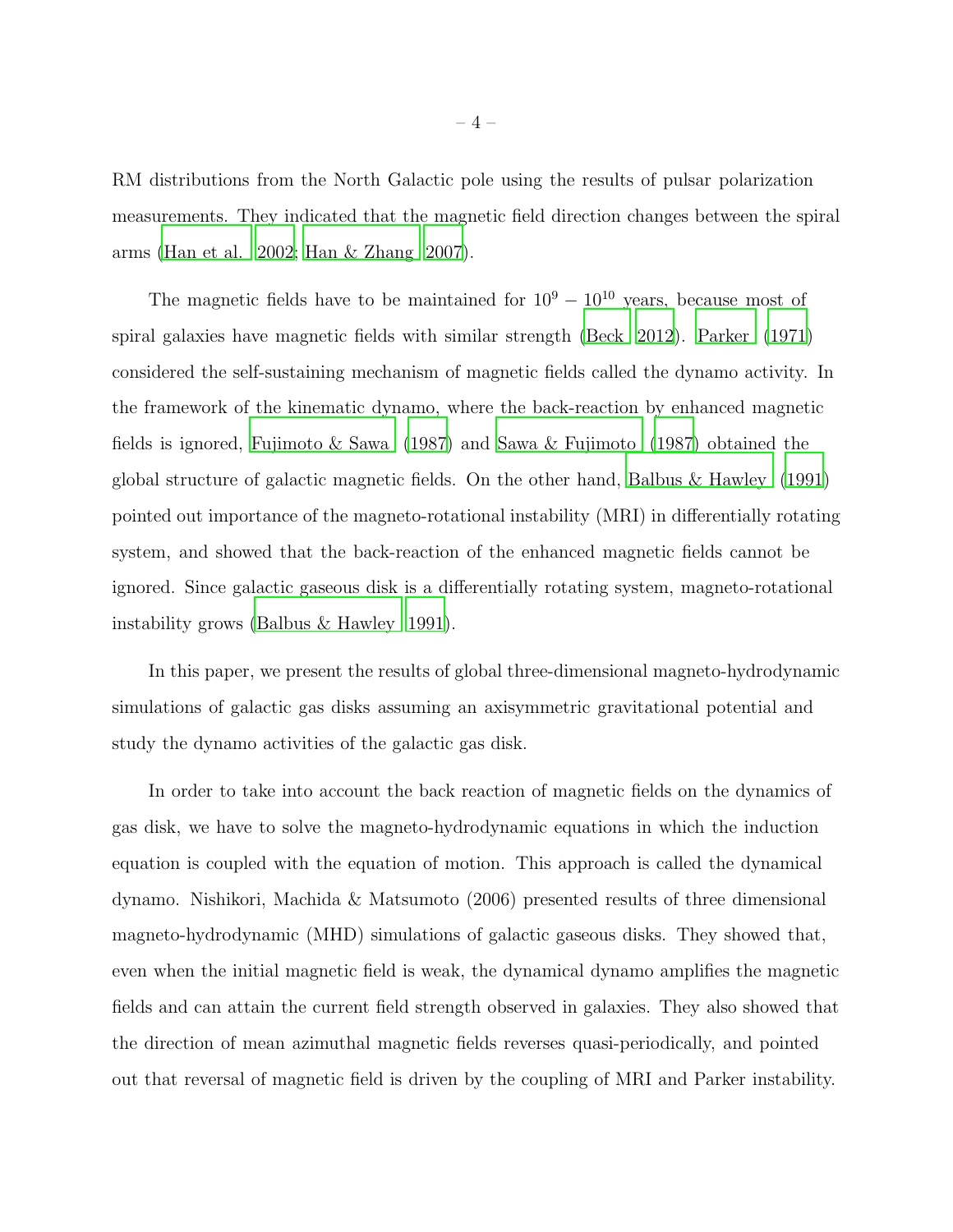RM distributions from the North Galactic pole using the results of pulsar polarization measurements. They indicated that the magnetic field direction changes between the spiral arms (Han et al. 2002; Han & Zhang 2007).

The magnetic fields have to be maintained for $10^9 - 10^{10}$ years, because most of spiral galaxies have magnetic fields with similar strength (Beck 2012). Parker (1971) considered the self-sustaining mechanism of magnetic fields called the dynamo activity. In the framework of the kinematic dynamo, where the back-reaction by enhanced magnetic fields is ignored, Fujimoto & Sawa (1987) and Sawa & Fujimoto (1987) obtained the global structure of galactic magnetic fields. On the other hand, Balbus & Hawley (1991) pointed out importance of the magneto-rotational instability (MRI) in differentially rotating system, and showed that the back-reaction of the enhanced magnetic fields cannot be ignored. Since galactic gaseous disk is a differentially rotating system, magneto-rotational instability grows (Balbus & Hawley 1991).

In this paper, we present the results of global three-dimensional magneto-hydrodynamic simulations of galactic gas disks assuming an axisymmetric gravitational potential and study the dynamo activities of the galactic gas disk.

In order to take into account the back reaction of magnetic fields on the dynamics of gas disk, we have to solve the magneto-hydrodynamic equations in which the induction equation is coupled with the equation of motion. This approach is called the dynamical dynamo. Nishikori, Machida & Matsumoto (2006) presented results of three dimensional magneto-hydrodynamic (MHD) simulations of galactic gaseous disks. They showed that, even when the initial magnetic field is weak, the dynamical dynamo amplifies the magnetic fields and can attain the current field strength observed in galaxies. They also showed that the direction of mean azimuthal magnetic fields reverses quasi-periodically, and pointed out that reversal of magnetic field is driven by the coupling of MRI and Parker instability.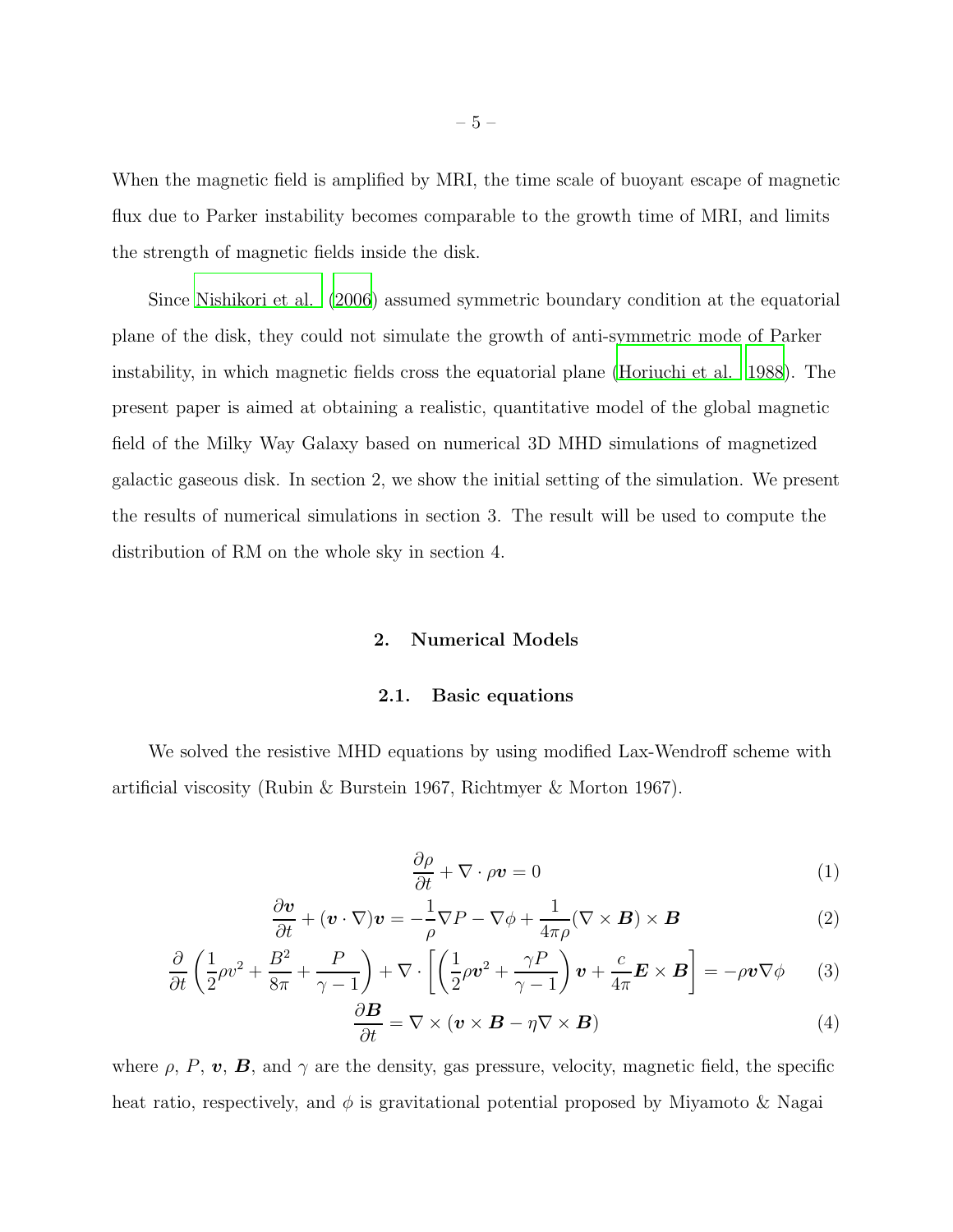When the magnetic field is amplified by MRI, the time scale of buoyant escape of magnetic flux due to Parker instability becomes comparable to the growth time of MRI, and limits the strength of magnetic fields inside the disk.

Since Nishikori et al. (2006) assumed symmetric boundary condition at the equatorial plane of the disk, they could not simulate the growth of anti-symmetric mode of Parker instability, in which magnetic fields cross the equatorial plane (Horiuchi et al. 1988). The present paper is aimed at obtaining a realistic, quantitative model of the global magnetic field of the Milky Way Galaxy based on numerical 3D MHD simulations of magnetized galactic gaseous disk. In section 2, we show the initial setting of the simulation. We present the results of numerical simulations in section 3. The result will be used to compute the distribution of RM on the whole sky in section 4.

## 2. Numerical Models

### 2.1. Basic equations

We solved the resistive MHD equations by using modified Lax-Wendroff scheme with artificial viscosity (Rubin & Burstein 1967, Richtmyer & Morton 1967).

$$\frac{\partial \rho}{\partial t} + \nabla \cdot \rho \boldsymbol{v} = 0 \tag{1}$$

$$\frac{\partial \boldsymbol{v}}{\partial t} + (\boldsymbol{v} \cdot \nabla)\boldsymbol{v} = -\frac{1}{\rho}\nabla P - \nabla\phi + \frac{1}{4\pi\rho}(\nabla \times \boldsymbol{B}) \times \boldsymbol{B} \tag{2}$$

$$\frac{\partial}{\partial t}\left(\frac{1}{2}\rho v^2 + \frac{B^2}{8\pi} + \frac{P}{\gamma - 1}\right) + \nabla \cdot \left[\left(\frac{1}{2}\rho \boldsymbol{v}^2 + \frac{\gamma P}{\gamma - 1}\right)\boldsymbol{v} + \frac{c}{4\pi}\boldsymbol{E} \times \boldsymbol{B}\right] = -\rho \boldsymbol{v}\nabla\phi \tag{3}$$

$$\frac{\partial \boldsymbol{B}}{\partial t} = \nabla \times (\boldsymbol{v} \times \boldsymbol{B} - \eta \nabla \times \boldsymbol{B}) \tag{4}$$

where $\rho$, $P$, $\boldsymbol{v}$, $\boldsymbol{B}$, and $\gamma$ are the density, gas pressure, velocity, magnetic field, the specific heat ratio, respectively, and $\phi$ is gravitational potential proposed by Miyamoto & Nagai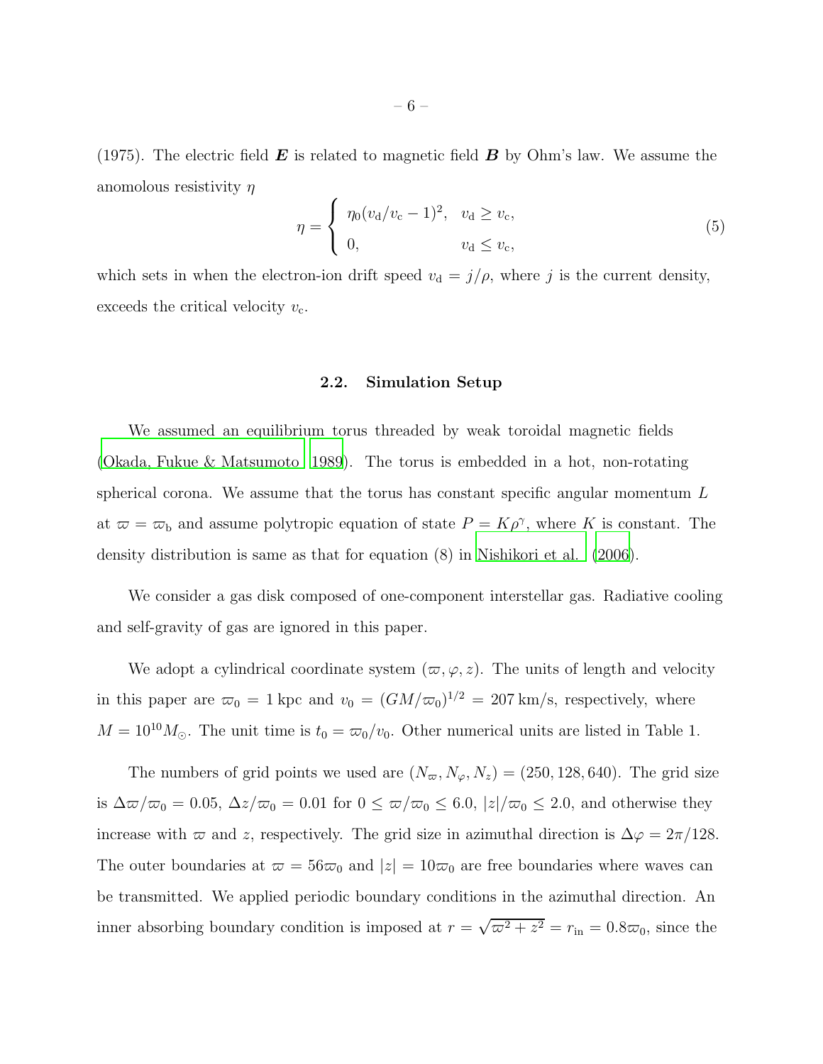(1975). The electric field $\boldsymbol{E}$ is related to magnetic field $\boldsymbol{B}$ by Ohm's law. We assume the anomolous resistivity $\eta$

$$
\eta = \begin{cases} \eta_0 (v_\mathrm{d}/v_\mathrm{c} - 1)^2, & v_\mathrm{d} \geq v_\mathrm{c}, \\ 0, & v_\mathrm{d} \leq v_\mathrm{c}, \end{cases} \tag{5}
$$

which sets in when the electron-ion drift speed $v_\mathrm{d} = j/\rho$, where $j$ is the current density, exceeds the critical velocity $v_\mathrm{c}$.

### 2.2. Simulation Setup

We assumed an equilibrium torus threaded by weak toroidal magnetic fields (Okada, Fukue & Matsumoto 1989). The torus is embedded in a hot, non-rotating spherical corona. We assume that the torus has constant specific angular momentum $L$ at $\varpi = \varpi_\mathrm{b}$ and assume polytropic equation of state $P = K\rho^\gamma$, where $K$ is constant. The density distribution is same as that for equation (8) in Nishikori et al. (2006).

We consider a gas disk composed of one-component interstellar gas. Radiative cooling and self-gravity of gas are ignored in this paper.

We adopt a cylindrical coordinate system $(\varpi, \varphi, z)$. The units of length and velocity in this paper are $\varpi_0 = 1\,\mathrm{kpc}$ and $v_0 = (GM/\varpi_0)^{1/2} = 207\,\mathrm{km/s}$, respectively, where $M = 10^{10} M_\odot$. The unit time is $t_0 = \varpi_0/v_0$. Other numerical units are listed in Table 1.

The numbers of grid points we used are $(N_\varpi, N_\varphi, N_z) = (250, 128, 640)$. The grid size is $\Delta\varpi/\varpi_0 = 0.05$, $\Delta z/\varpi_0 = 0.01$ for $0 \leq \varpi/\varpi_0 \leq 6.0$, $|z|/\varpi_0 \leq 2.0$, and otherwise they increase with $\varpi$ and $z$, respectively. The grid size in azimuthal direction is $\Delta\varphi = 2\pi/128$. The outer boundaries at $\varpi = 56\varpi_0$ and $|z| = 10\varpi_0$ are free boundaries where waves can be transmitted. We applied periodic boundary conditions in the azimuthal direction. An inner absorbing boundary condition is imposed at $r = \sqrt{\varpi^2 + z^2} = r_\mathrm{in} = 0.8\varpi_0$, since the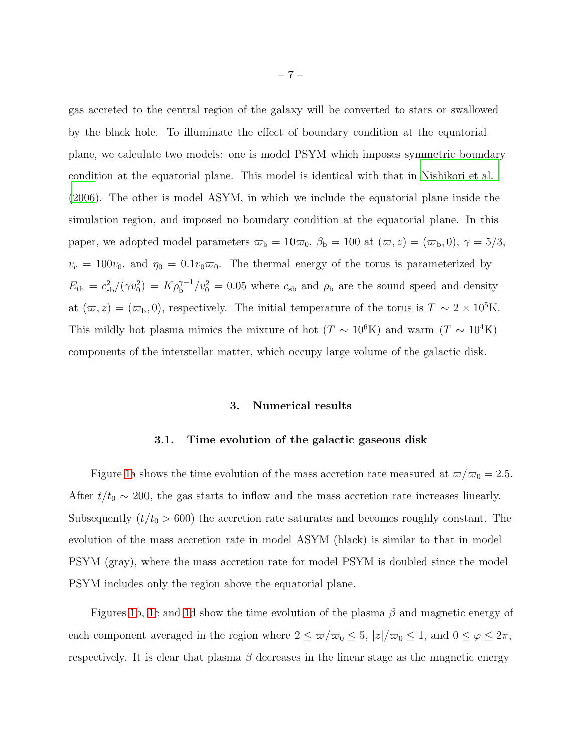gas accreted to the central region of the galaxy will be converted to stars or swallowed by the black hole. To illuminate the effect of boundary condition at the equatorial plane, we calculate two models: one is model PSYM which imposes symmetric boundary condition at the equatorial plane. This model is identical with that in Nishikori et al. (2006). The other is model ASYM, in which we include the equatorial plane inside the simulation region, and imposed no boundary condition at the equatorial plane. In this paper, we adopted model parameters $\varpi_{\rm b} = 10\varpi_0$, $\beta_{\rm b} = 100$ at $(\varpi, z) = (\varpi_{\rm b}, 0)$, $\gamma = 5/3$, $v_{\rm c} = 100v_0$, and $\eta_0 = 0.1v_0\varpi_0$. The thermal energy of the torus is parameterized by $E_{\rm th} = c_{\rm sb}^2/(\gamma v_0^2) = K\rho_{\rm b}^{\gamma-1}/v_0^2 = 0.05$ where $c_{\rm sb}$ and $\rho_{\rm b}$ are the sound speed and density at $(\varpi, z) = (\varpi_{\rm b}, 0)$, respectively. The initial temperature of the torus is $T \sim 2 \times 10^5$K. This mildly hot plasma mimics the mixture of hot ($T \sim 10^6$K) and warm ($T \sim 10^4$K) components of the interstellar matter, which occupy large volume of the galactic disk.

## 3. Numerical results

### 3.1. Time evolution of the galactic gaseous disk

Figure 1a shows the time evolution of the mass accretion rate measured at $\varpi/\varpi_0 = 2.5$. After $t/t_0 \sim 200$, the gas starts to inflow and the mass accretion rate increases linearly. Subsequently ($t/t_0 > 600$) the accretion rate saturates and becomes roughly constant. The evolution of the mass accretion rate in model ASYM (black) is similar to that in model PSYM (gray), where the mass accretion rate for model PSYM is doubled since the model PSYM includes only the region above the equatorial plane.

Figures 1b, 1c and 1d show the time evolution of the plasma $\beta$ and magnetic energy of each component averaged in the region where $2 \leq \varpi/\varpi_0 \leq 5$, $|z|/\varpi_0 \leq 1$, and $0 \leq \varphi \leq 2\pi$, respectively. It is clear that plasma $\beta$ decreases in the linear stage as the magnetic energy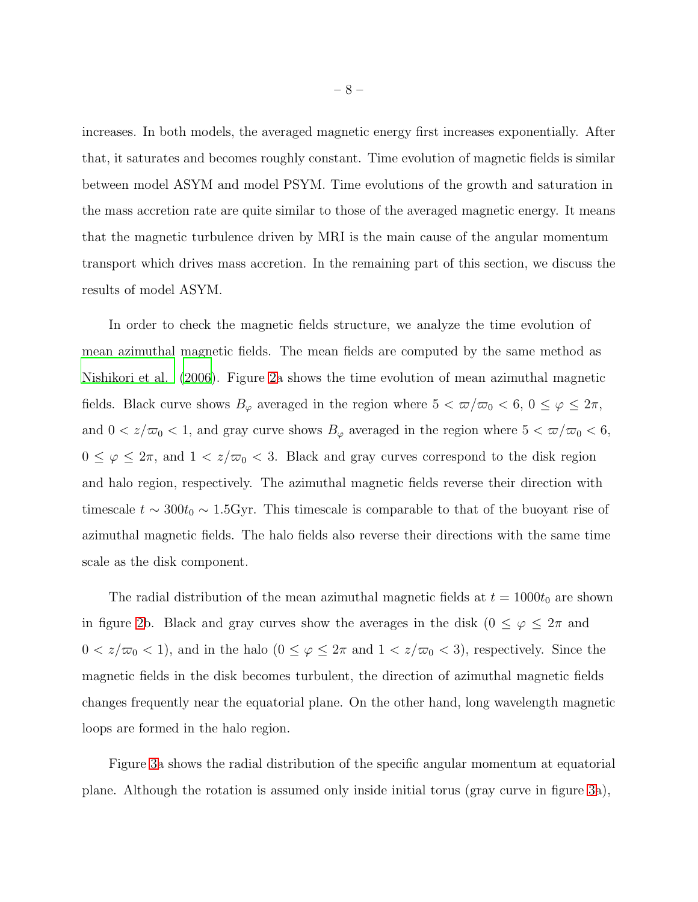increases. In both models, the averaged magnetic energy first increases exponentially. After that, it saturates and becomes roughly constant. Time evolution of magnetic fields is similar between model ASYM and model PSYM. Time evolutions of the growth and saturation in the mass accretion rate are quite similar to those of the averaged magnetic energy. It means that the magnetic turbulence driven by MRI is the main cause of the angular momentum transport which drives mass accretion. In the remaining part of this section, we discuss the results of model ASYM.

In order to check the magnetic fields structure, we analyze the time evolution of mean azimuthal magnetic fields. The mean fields are computed by the same method as Nishikori et al. (2006). Figure 2a shows the time evolution of mean azimuthal magnetic fields. Black curve shows $B_\varphi$ averaged in the region where $5 < \varpi/\varpi_0 < 6$, $0 \leq \varphi \leq 2\pi$, and $0 < z/\varpi_0 < 1$, and gray curve shows $B_\varphi$ averaged in the region where $5 < \varpi/\varpi_0 < 6$, $0 \leq \varphi \leq 2\pi$, and $1 < z/\varpi_0 < 3$. Black and gray curves correspond to the disk region and halo region, respectively. The azimuthal magnetic fields reverse their direction with timescale $t \sim 300t_0 \sim 1.5$Gyr. This timescale is comparable to that of the buoyant rise of azimuthal magnetic fields. The halo fields also reverse their directions with the same time scale as the disk component.

The radial distribution of the mean azimuthal magnetic fields at $t = 1000t_0$ are shown in figure 2b. Black and gray curves show the averages in the disk ($0 \leq \varphi \leq 2\pi$ and $0 < z/\varpi_0 < 1$), and in the halo ($0 \leq \varphi \leq 2\pi$ and $1 < z/\varpi_0 < 3$), respectively. Since the magnetic fields in the disk becomes turbulent, the direction of azimuthal magnetic fields changes frequently near the equatorial plane. On the other hand, long wavelength magnetic loops are formed in the halo region.

Figure 3a shows the radial distribution of the specific angular momentum at equatorial plane. Although the rotation is assumed only inside initial torus (gray curve in figure 3a),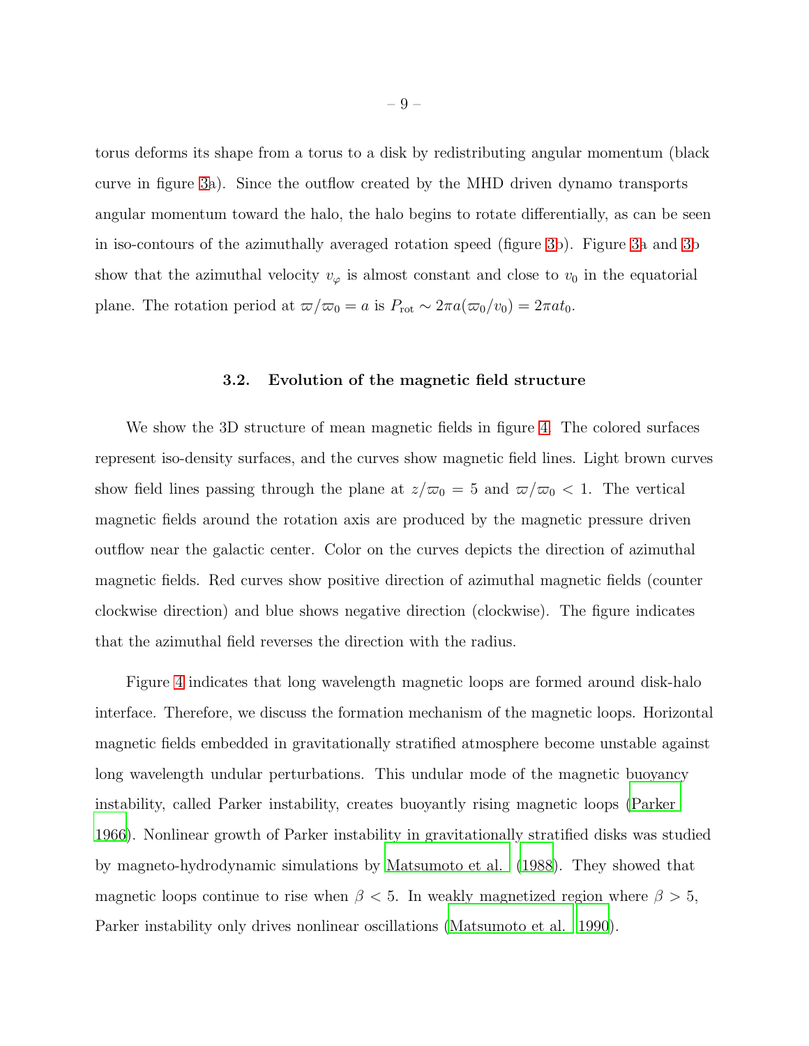torus deforms its shape from a torus to a disk by redistributing angular momentum (black curve in figure 3a). Since the outflow created by the MHD driven dynamo transports angular momentum toward the halo, the halo begins to rotate differentially, as can be seen in iso-contours of the azimuthally averaged rotation speed (figure 3b). Figure 3a and 3b show that the azimuthal velocity $v_\varphi$ is almost constant and close to $v_0$ in the equatorial plane. The rotation period at $\varpi/\varpi_0 = a$ is $P_{\rm rot} \sim 2\pi a(\varpi_0/v_0) = 2\pi a t_0$.

### 3.2. Evolution of the magnetic field structure

We show the 3D structure of mean magnetic fields in figure 4. The colored surfaces represent iso-density surfaces, and the curves show magnetic field lines. Light brown curves show field lines passing through the plane at $z/\varpi_0 = 5$ and $\varpi/\varpi_0 < 1$. The vertical magnetic fields around the rotation axis are produced by the magnetic pressure driven outflow near the galactic center. Color on the curves depicts the direction of azimuthal magnetic fields. Red curves show positive direction of azimuthal magnetic fields (counter clockwise direction) and blue shows negative direction (clockwise). The figure indicates that the azimuthal field reverses the direction with the radius.

Figure 4 indicates that long wavelength magnetic loops are formed around disk-halo interface. Therefore, we discuss the formation mechanism of the magnetic loops. Horizontal magnetic fields embedded in gravitationally stratified atmosphere become unstable against long wavelength undular perturbations. This undular mode of the magnetic buoyancy instability, called Parker instability, creates buoyantly rising magnetic loops (Parker 1966). Nonlinear growth of Parker instability in gravitationally stratified disks was studied by magneto-hydrodynamic simulations by Matsumoto et al. (1988). They showed that magnetic loops continue to rise when $\beta < 5$. In weakly magnetized region where $\beta > 5$, Parker instability only drives nonlinear oscillations (Matsumoto et al. 1990).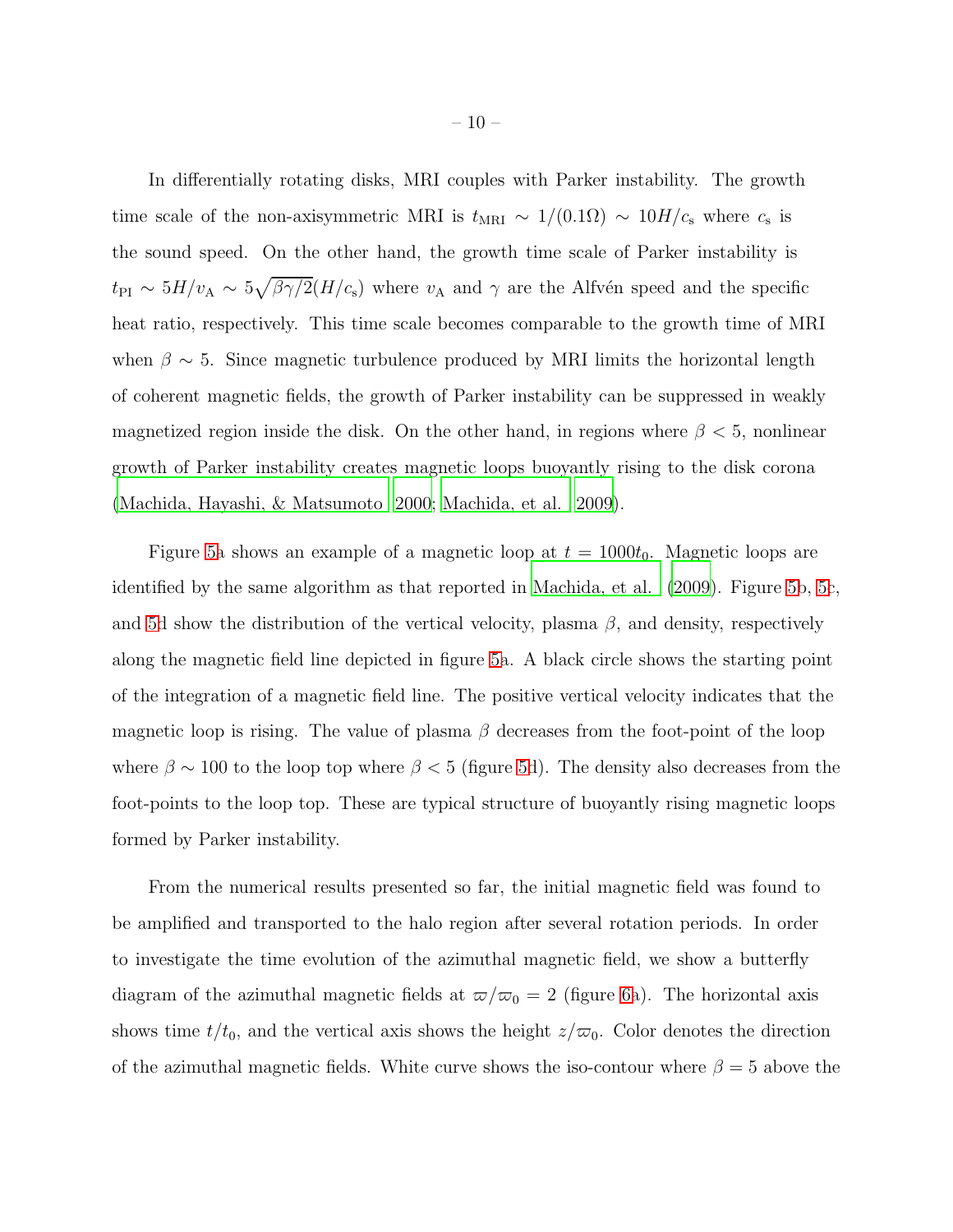In differentially rotating disks, MRI couples with Parker instability. The growth time scale of the non-axisymmetric MRI is $t_{\rm MRI} \sim 1/(0.1\Omega) \sim 10H/c_{\rm s}$ where $c_{\rm s}$ is the sound speed. On the other hand, the growth time scale of Parker instability is $t_{\rm PI} \sim 5H/v_{\rm A} \sim 5\sqrt{\beta\gamma/2}(H/c_{\rm s})$ where $v_{\rm A}$ and $\gamma$ are the Alfvén speed and the specific heat ratio, respectively. This time scale becomes comparable to the growth time of MRI when $\beta \sim 5$. Since magnetic turbulence produced by MRI limits the horizontal length of coherent magnetic fields, the growth of Parker instability can be suppressed in weakly magnetized region inside the disk. On the other hand, in regions where $\beta < 5$, nonlinear growth of Parker instability creates magnetic loops buoyantly rising to the disk corona (Machida, Hayashi, & Matsumoto 2000; Machida, et al. 2009).

Figure 5a shows an example of a magnetic loop at $t = 1000t_0$. Magnetic loops are identified by the same algorithm as that reported in Machida, et al. (2009). Figure 5b, 5c, and 5d show the distribution of the vertical velocity, plasma $\beta$, and density, respectively along the magnetic field line depicted in figure 5a. A black circle shows the starting point of the integration of a magnetic field line. The positive vertical velocity indicates that the magnetic loop is rising. The value of plasma $\beta$ decreases from the foot-point of the loop where $\beta \sim 100$ to the loop top where $\beta < 5$ (figure 5d). The density also decreases from the foot-points to the loop top. These are typical structure of buoyantly rising magnetic loops formed by Parker instability.

From the numerical results presented so far, the initial magnetic field was found to be amplified and transported to the halo region after several rotation periods. In order to investigate the time evolution of the azimuthal magnetic field, we show a butterfly diagram of the azimuthal magnetic fields at $\varpi/\varpi_0 = 2$ (figure 6a). The horizontal axis shows time $t/t_0$, and the vertical axis shows the height $z/\varpi_0$. Color denotes the direction of the azimuthal magnetic fields. White curve shows the iso-contour where $\beta = 5$ above the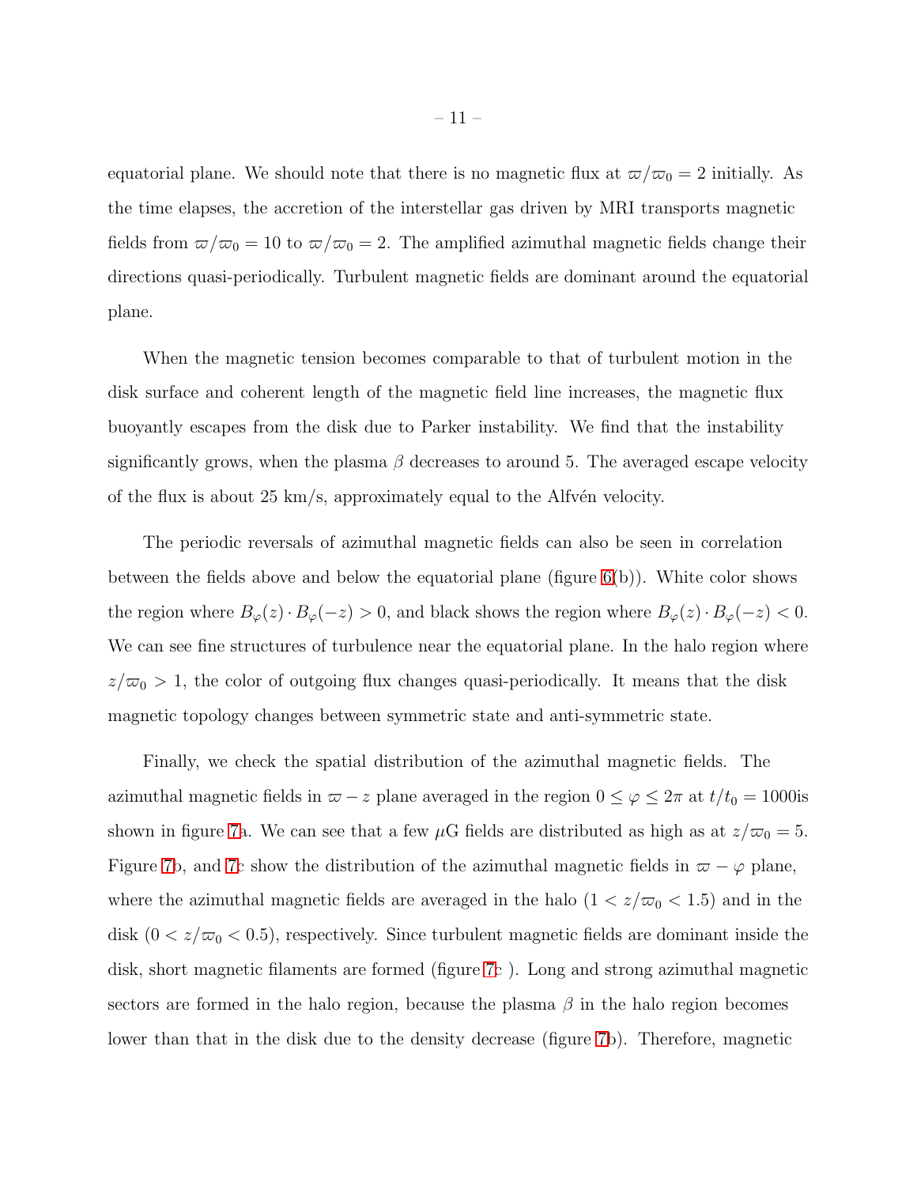equatorial plane. We should note that there is no magnetic flux at $\varpi/\varpi_0 = 2$ initially. As the time elapses, the accretion of the interstellar gas driven by MRI transports magnetic fields from $\varpi/\varpi_0 = 10$ to $\varpi/\varpi_0 = 2$. The amplified azimuthal magnetic fields change their directions quasi-periodically. Turbulent magnetic fields are dominant around the equatorial plane.

When the magnetic tension becomes comparable to that of turbulent motion in the disk surface and coherent length of the magnetic field line increases, the magnetic flux buoyantly escapes from the disk due to Parker instability. We find that the instability significantly grows, when the plasma $\beta$ decreases to around 5. The averaged escape velocity of the flux is about 25 km/s, approximately equal to the Alfvén velocity.

The periodic reversals of azimuthal magnetic fields can also be seen in correlation between the fields above and below the equatorial plane (figure 6(b)). White color shows the region where $B_\varphi(z) \cdot B_\varphi(-z) > 0$, and black shows the region where $B_\varphi(z) \cdot B_\varphi(-z) < 0$. We can see fine structures of turbulence near the equatorial plane. In the halo region where $z/\varpi_0 > 1$, the color of outgoing flux changes quasi-periodically. It means that the disk magnetic topology changes between symmetric state and anti-symmetric state.

Finally, we check the spatial distribution of the azimuthal magnetic fields. The azimuthal magnetic fields in $\varpi - z$ plane averaged in the region $0 \le \varphi \le 2\pi$ at $t/t_0 = 1000$is shown in figure 7a. We can see that a few $\mu$G fields are distributed as high as at $z/\varpi_0 = 5$. Figure 7b, and 7c show the distribution of the azimuthal magnetic fields in $\varpi - \varphi$ plane, where the azimuthal magnetic fields are averaged in the halo ($1 < z/\varpi_0 < 1.5$) and in the disk ($0 < z/\varpi_0 < 0.5$), respectively. Since turbulent magnetic fields are dominant inside the disk, short magnetic filaments are formed (figure 7c ). Long and strong azimuthal magnetic sectors are formed in the halo region, because the plasma $\beta$ in the halo region becomes lower than that in the disk due to the density decrease (figure 7b). Therefore, magnetic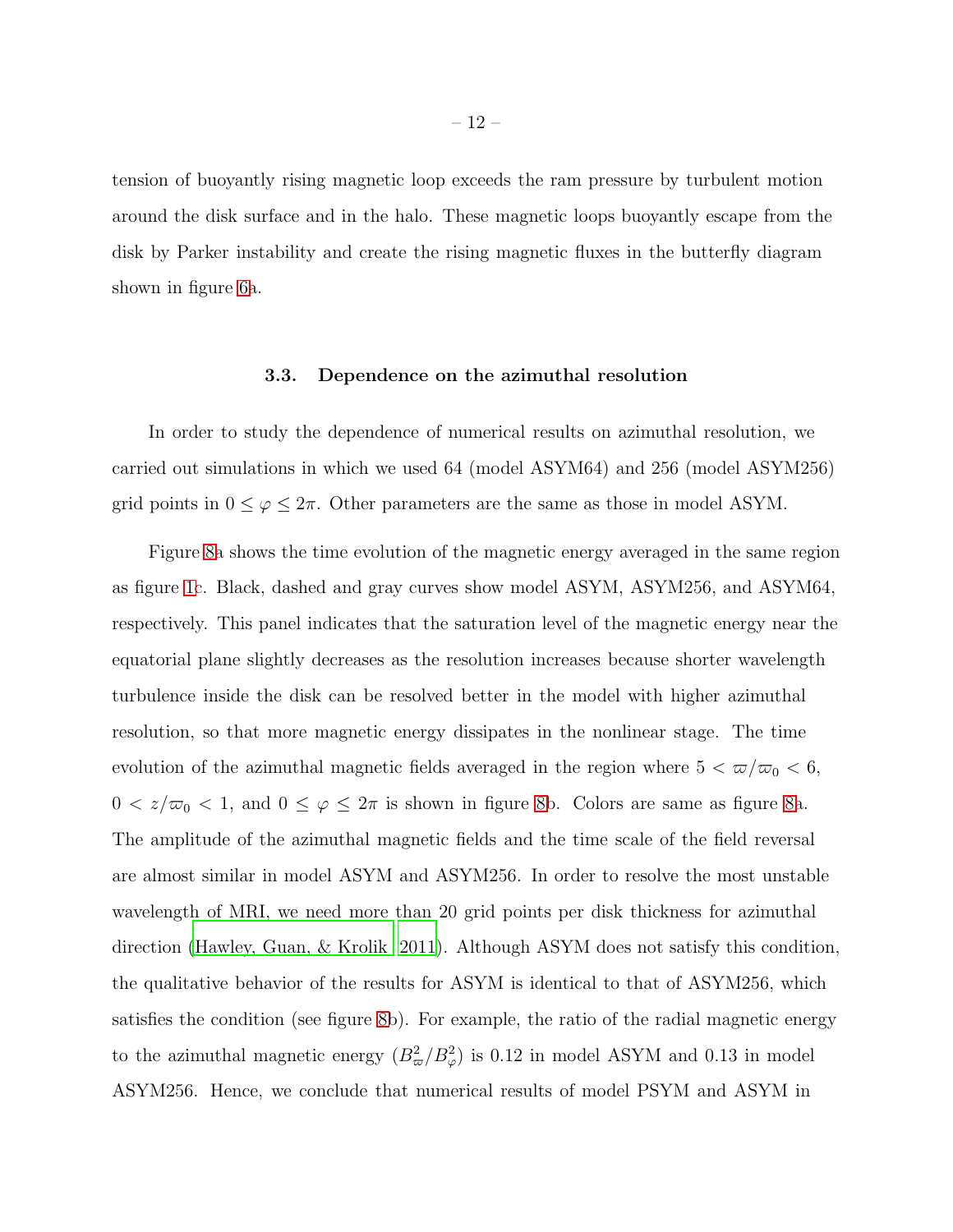tension of buoyantly rising magnetic loop exceeds the ram pressure by turbulent motion around the disk surface and in the halo. These magnetic loops buoyantly escape from the disk by Parker instability and create the rising magnetic fluxes in the butterfly diagram shown in figure 6a.

### 3.3. Dependence on the azimuthal resolution

In order to study the dependence of numerical results on azimuthal resolution, we carried out simulations in which we used 64 (model ASYM64) and 256 (model ASYM256) grid points in $0 \leq \varphi \leq 2\pi$. Other parameters are the same as those in model ASYM.

Figure 8a shows the time evolution of the magnetic energy averaged in the same region as figure 1c. Black, dashed and gray curves show model ASYM, ASYM256, and ASYM64, respectively. This panel indicates that the saturation level of the magnetic energy near the equatorial plane slightly decreases as the resolution increases because shorter wavelength turbulence inside the disk can be resolved better in the model with higher azimuthal resolution, so that more magnetic energy dissipates in the nonlinear stage. The time evolution of the azimuthal magnetic fields averaged in the region where $5 < \varpi/\varpi_0 < 6$, $0 < z/\varpi_0 < 1$, and $0 \leq \varphi \leq 2\pi$ is shown in figure 8b. Colors are same as figure 8a. The amplitude of the azimuthal magnetic fields and the time scale of the field reversal are almost similar in model ASYM and ASYM256. In order to resolve the most unstable wavelength of MRI, we need more than 20 grid points per disk thickness for azimuthal direction (Hawley, Guan, & Krolik 2011). Although ASYM does not satisfy this condition, the qualitative behavior of the results for ASYM is identical to that of ASYM256, which satisfies the condition (see figure 8b). For example, the ratio of the radial magnetic energy to the azimuthal magnetic energy ($B_\varpi^2/B_\varphi^2$) is 0.12 in model ASYM and 0.13 in model ASYM256. Hence, we conclude that numerical results of model PSYM and ASYM in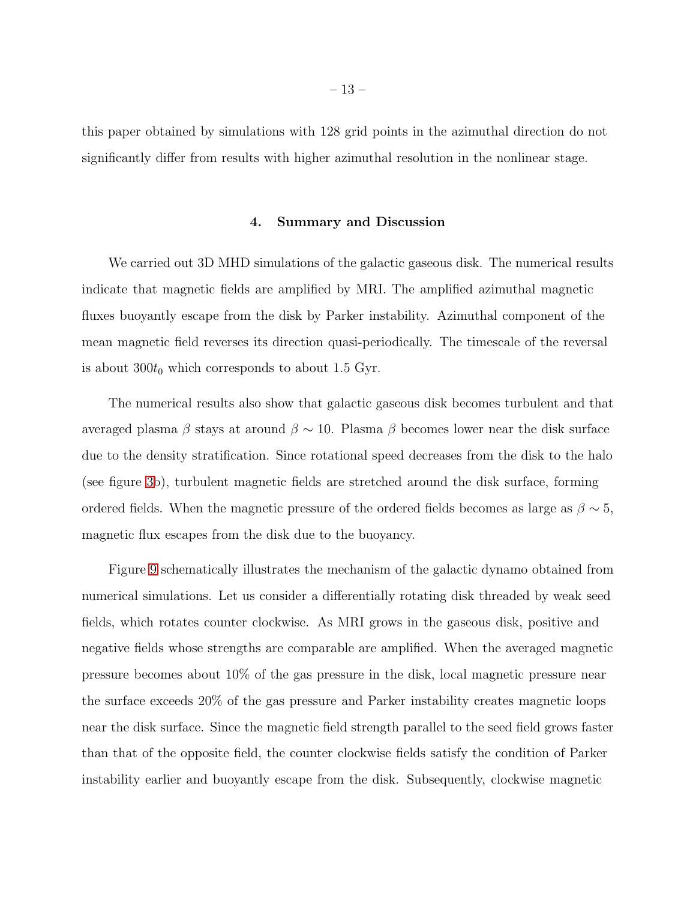this paper obtained by simulations with 128 grid points in the azimuthal direction do not significantly differ from results with higher azimuthal resolution in the nonlinear stage.

## 4. Summary and Discussion

We carried out 3D MHD simulations of the galactic gaseous disk. The numerical results indicate that magnetic fields are amplified by MRI. The amplified azimuthal magnetic fluxes buoyantly escape from the disk by Parker instability. Azimuthal component of the mean magnetic field reverses its direction quasi-periodically. The timescale of the reversal is about $300t_0$ which corresponds to about 1.5 Gyr.

The numerical results also show that galactic gaseous disk becomes turbulent and that averaged plasma $\beta$ stays at around $\beta \sim 10$. Plasma $\beta$ becomes lower near the disk surface due to the density stratification. Since rotational speed decreases from the disk to the halo (see figure 3b), turbulent magnetic fields are stretched around the disk surface, forming ordered fields. When the magnetic pressure of the ordered fields becomes as large as $\beta \sim 5$, magnetic flux escapes from the disk due to the buoyancy.

Figure 9 schematically illustrates the mechanism of the galactic dynamo obtained from numerical simulations. Let us consider a differentially rotating disk threaded by weak seed fields, which rotates counter clockwise. As MRI grows in the gaseous disk, positive and negative fields whose strengths are comparable are amplified. When the averaged magnetic pressure becomes about 10% of the gas pressure in the disk, local magnetic pressure near the surface exceeds 20% of the gas pressure and Parker instability creates magnetic loops near the disk surface. Since the magnetic field strength parallel to the seed field grows faster than that of the opposite field, the counter clockwise fields satisfy the condition of Parker instability earlier and buoyantly escape from the disk. Subsequently, clockwise magnetic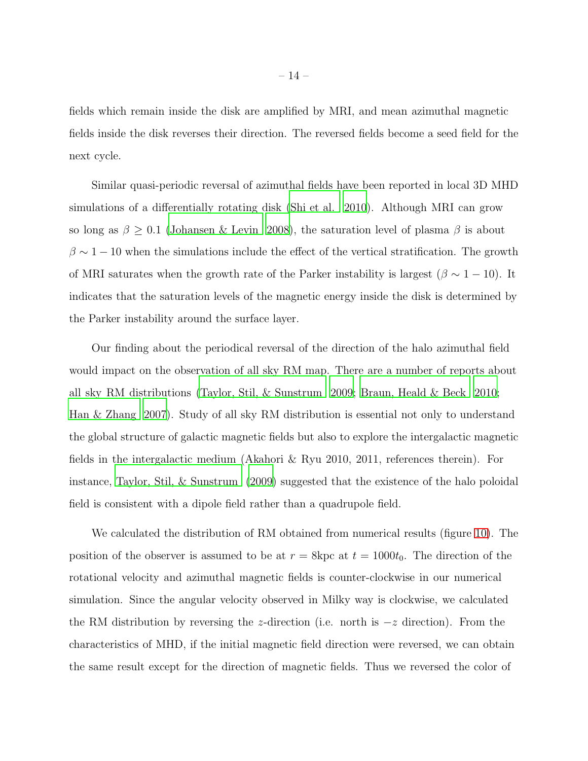fields which remain inside the disk are amplified by MRI, and mean azimuthal magnetic fields inside the disk reverses their direction. The reversed fields become a seed field for the next cycle.

Similar quasi-periodic reversal of azimuthal fields have been reported in local 3D MHD simulations of a differentially rotating disk (Shi et al. 2010). Although MRI can grow so long as $\beta \geq 0.1$ (Johansen & Levin 2008), the saturation level of plasma $\beta$ is about $\beta \sim 1 - 10$ when the simulations include the effect of the vertical stratification. The growth of MRI saturates when the growth rate of the Parker instability is largest ($\beta \sim 1 - 10$). It indicates that the saturation levels of the magnetic energy inside the disk is determined by the Parker instability around the surface layer.

Our finding about the periodical reversal of the direction of the halo azimuthal field would impact on the observation of all sky RM map. There are a number of reports about all sky RM distributions (Taylor, Stil, & Sunstrum 2009; Braun, Heald & Beck 2010; Han & Zhang 2007). Study of all sky RM distribution is essential not only to understand the global structure of galactic magnetic fields but also to explore the intergalactic magnetic fields in the intergalactic medium (Akahori & Ryu 2010, 2011, references therein). For instance, Taylor, Stil, & Sunstrum (2009) suggested that the existence of the halo poloidal field is consistent with a dipole field rather than a quadrupole field.

We calculated the distribution of RM obtained from numerical results (figure 10). The position of the observer is assumed to be at $r = 8$kpc at $t = 1000t_0$. The direction of the rotational velocity and azimuthal magnetic fields is counter-clockwise in our numerical simulation. Since the angular velocity observed in Milky way is clockwise, we calculated the RM distribution by reversing the $z$-direction (i.e. north is $-z$ direction). From the characteristics of MHD, if the initial magnetic field direction were reversed, we can obtain the same result except for the direction of magnetic fields. Thus we reversed the color of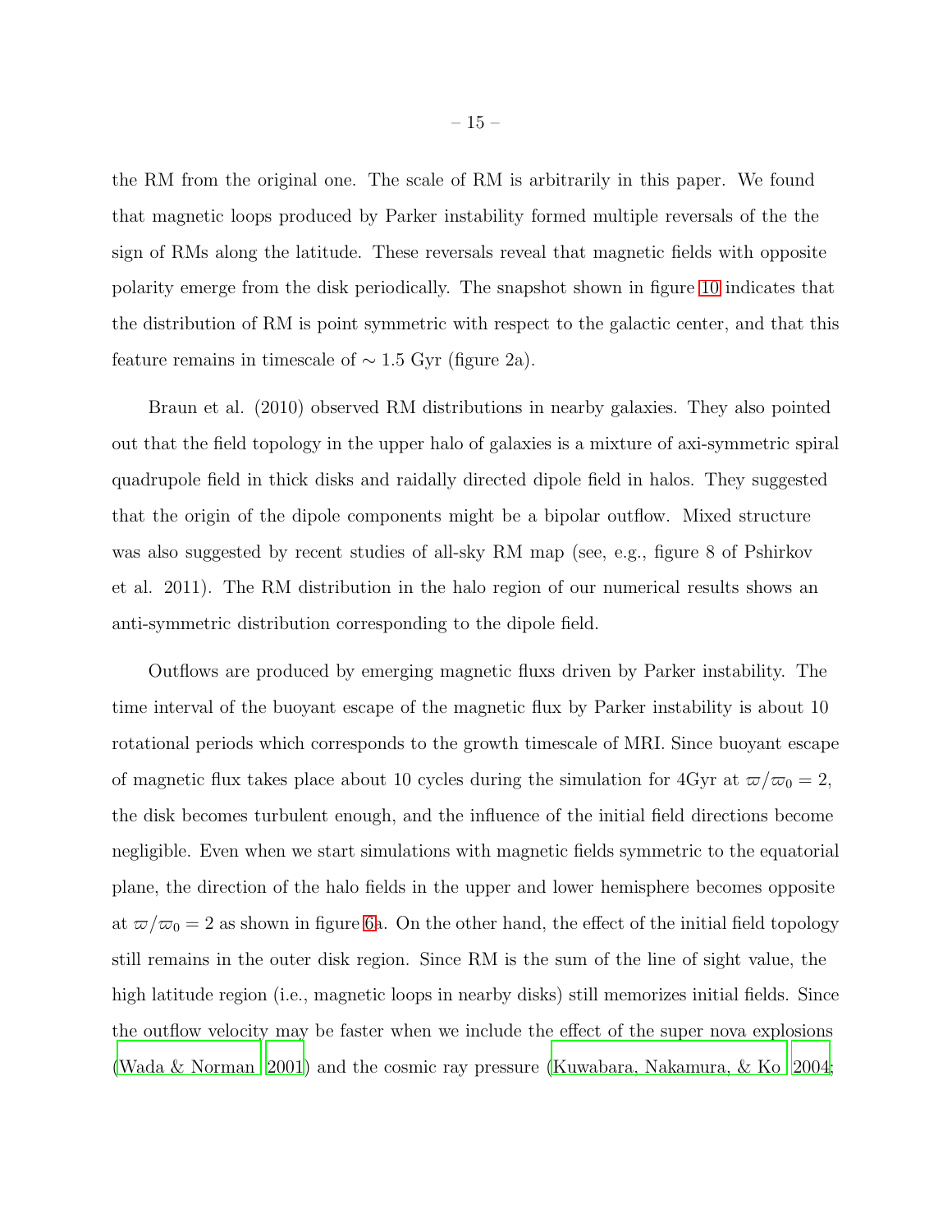the RM from the original one. The scale of RM is arbitrarily in this paper. We found that magnetic loops produced by Parker instability formed multiple reversals of the the sign of RMs along the latitude. These reversals reveal that magnetic fields with opposite polarity emerge from the disk periodically. The snapshot shown in figure 10 indicates that the distribution of RM is point symmetric with respect to the galactic center, and that this feature remains in timescale of $\sim 1.5$ Gyr (figure 2a).

Braun et al. (2010) observed RM distributions in nearby galaxies. They also pointed out that the field topology in the upper halo of galaxies is a mixture of axi-symmetric spiral quadrupole field in thick disks and raidally directed dipole field in halos. They suggested that the origin of the dipole components might be a bipolar outflow. Mixed structure was also suggested by recent studies of all-sky RM map (see, e.g., figure 8 of Pshirkov et al. 2011). The RM distribution in the halo region of our numerical results shows an anti-symmetric distribution corresponding to the dipole field.

Outflows are produced by emerging magnetic fluxs driven by Parker instability. The time interval of the buoyant escape of the magnetic flux by Parker instability is about 10 rotational periods which corresponds to the growth timescale of MRI. Since buoyant escape of magnetic flux takes place about 10 cycles during the simulation for 4Gyr at $\varpi/\varpi_0 = 2$, the disk becomes turbulent enough, and the influence of the initial field directions become negligible. Even when we start simulations with magnetic fields symmetric to the equatorial plane, the direction of the halo fields in the upper and lower hemisphere becomes opposite at $\varpi/\varpi_0 = 2$ as shown in figure 6a. On the other hand, the effect of the initial field topology still remains in the outer disk region. Since RM is the sum of the line of sight value, the high latitude region (i.e., magnetic loops in nearby disks) still memorizes initial fields. Since the outflow velocity may be faster when we include the effect of the super nova explosions (Wada & Norman 2001) and the cosmic ray pressure (Kuwabara, Nakamura, & Ko 2004;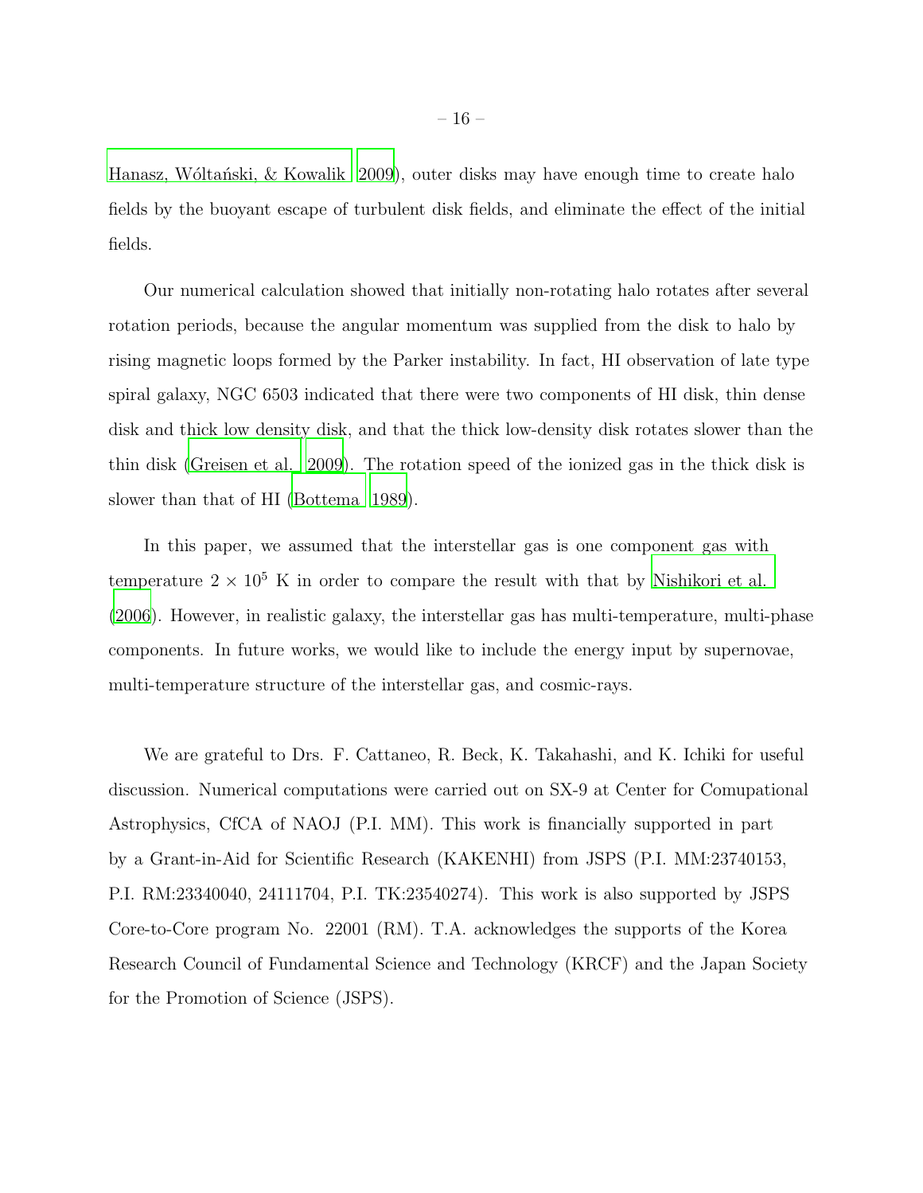Hanasz, Wóltański, & Kowalik 2009), outer disks may have enough time to create halo fields by the buoyant escape of turbulent disk fields, and eliminate the effect of the initial fields.

Our numerical calculation showed that initially non-rotating halo rotates after several rotation periods, because the angular momentum was supplied from the disk to halo by rising magnetic loops formed by the Parker instability. In fact, HI observation of late type spiral galaxy, NGC 6503 indicated that there were two components of HI disk, thin dense disk and thick low density disk, and that the thick low-density disk rotates slower than the thin disk (Greisen et al. 2009). The rotation speed of the ionized gas in the thick disk is slower than that of HI (Bottema 1989).

In this paper, we assumed that the interstellar gas is one component gas with temperature $2 \times 10^5$ K in order to compare the result with that by Nishikori et al. (2006). However, in realistic galaxy, the interstellar gas has multi-temperature, multi-phase components. In future works, we would like to include the energy input by supernovae, multi-temperature structure of the interstellar gas, and cosmic-rays.

We are grateful to Drs. F. Cattaneo, R. Beck, K. Takahashi, and K. Ichiki for useful discussion. Numerical computations were carried out on SX-9 at Center for Comupational Astrophysics, CfCA of NAOJ (P.I. MM). This work is financially supported in part by a Grant-in-Aid for Scientific Research (KAKENHI) from JSPS (P.I. MM:23740153, P.I. RM:23340040, 24111704, P.I. TK:23540274). This work is also supported by JSPS Core-to-Core program No. 22001 (RM). T.A. acknowledges the supports of the Korea Research Council of Fundamental Science and Technology (KRCF) and the Japan Society for the Promotion of Science (JSPS).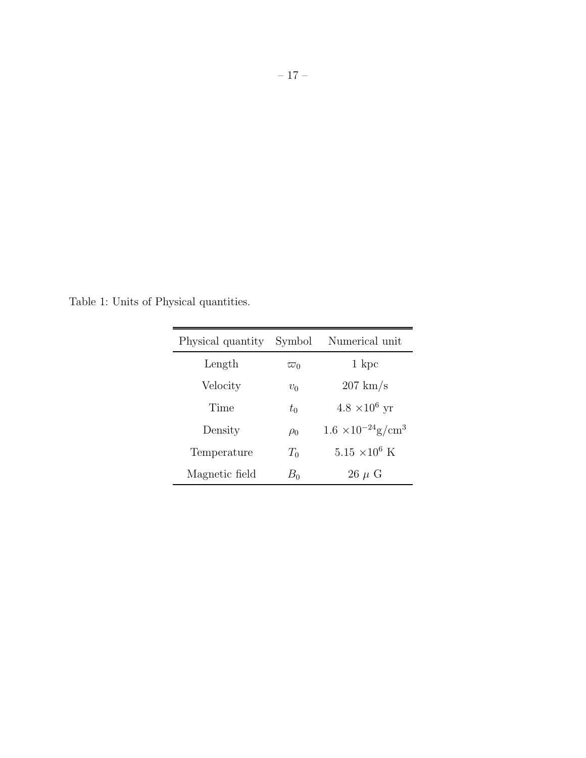Table 1: Units of Physical quantities.

| Physical quantity | Symbol | Numerical unit |
| --- | --- | --- |
| Length | $\varpi_0$ | 1 kpc |
| Velocity | $v_0$ | 207 km/s |
| Time | $t_0$ | $4.8 \times 10^6$ yr |
| Density | $\rho_0$ | $1.6 \times 10^{-24} \mathrm{g/cm^3}$ |
| Temperature | $T_0$ | $5.15 \times 10^6$ K |
| Magnetic field | $B_0$ | 26 $\mu$ G |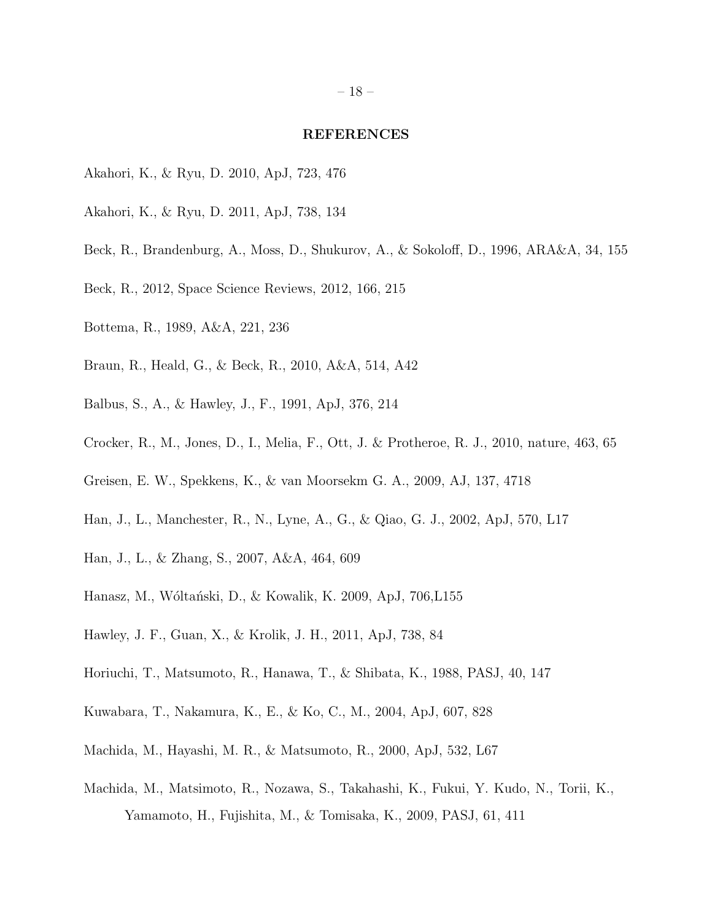## REFERENCES

Akahori, K., & Ryu, D. 2010, ApJ, 723, 476

Akahori, K., & Ryu, D. 2011, ApJ, 738, 134

Beck, R., Brandenburg, A., Moss, D., Shukurov, A., & Sokoloff, D., 1996, ARA&A, 34, 155

Beck, R., 2012, Space Science Reviews, 2012, 166, 215

Bottema, R., 1989, A&A, 221, 236

Braun, R., Heald, G., & Beck, R., 2010, A&A, 514, A42

Balbus, S., A., & Hawley, J., F., 1991, ApJ, 376, 214

Crocker, R., M., Jones, D., I., Melia, F., Ott, J. & Protheroe, R. J., 2010, nature, 463, 65

Greisen, E. W., Spekkens, K., & van Moorsekm G. A., 2009, AJ, 137, 4718

Han, J., L., Manchester, R., N., Lyne, A., G., & Qiao, G. J., 2002, ApJ, 570, L17

Han, J., L., & Zhang, S., 2007, A&A, 464, 609

Hanasz, M., Wóltański, D., & Kowalik, K. 2009, ApJ, 706,L155

Hawley, J. F., Guan, X., & Krolik, J. H., 2011, ApJ, 738, 84

Horiuchi, T., Matsumoto, R., Hanawa, T., & Shibata, K., 1988, PASJ, 40, 147

Kuwabara, T., Nakamura, K., E., & Ko, C., M., 2004, ApJ, 607, 828

Machida, M., Hayashi, M. R., & Matsumoto, R., 2000, ApJ, 532, L67

Machida, M., Matsimoto, R., Nozawa, S., Takahashi, K., Fukui, Y. Kudo, N., Torii, K., Yamamoto, H., Fujishita, M., & Tomisaka, K., 2009, PASJ, 61, 411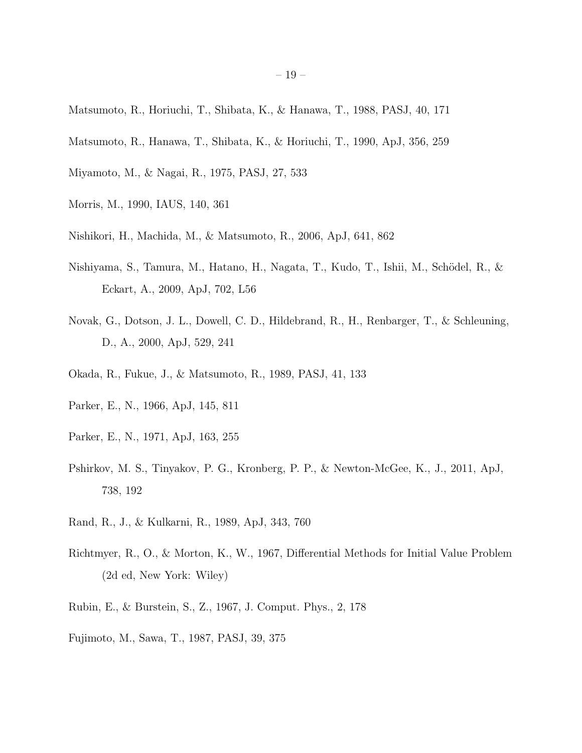Matsumoto, R., Horiuchi, T., Shibata, K., & Hanawa, T., 1988, PASJ, 40, 171

Matsumoto, R., Hanawa, T., Shibata, K., & Horiuchi, T., 1990, ApJ, 356, 259

Miyamoto, M., & Nagai, R., 1975, PASJ, 27, 533

Morris, M., 1990, IAUS, 140, 361

Nishikori, H., Machida, M., & Matsumoto, R., 2006, ApJ, 641, 862

Nishiyama, S., Tamura, M., Hatano, H., Nagata, T., Kudo, T., Ishii, M., Schödel, R., & Eckart, A., 2009, ApJ, 702, L56

Novak, G., Dotson, J. L., Dowell, C. D., Hildebrand, R., H., Renbarger, T., & Schleuning, D., A., 2000, ApJ, 529, 241

Okada, R., Fukue, J., & Matsumoto, R., 1989, PASJ, 41, 133

Parker, E., N., 1966, ApJ, 145, 811

Parker, E., N., 1971, ApJ, 163, 255

Pshirkov, M. S., Tinyakov, P. G., Kronberg, P. P., & Newton-McGee, K., J., 2011, ApJ, 738, 192

Rand, R., J., & Kulkarni, R., 1989, ApJ, 343, 760

Richtmyer, R., O., & Morton, K., W., 1967, Differential Methods for Initial Value Problem (2d ed, New York: Wiley)

Rubin, E., & Burstein, S., Z., 1967, J. Comput. Phys., 2, 178

Fujimoto, M., Sawa, T., 1987, PASJ, 39, 375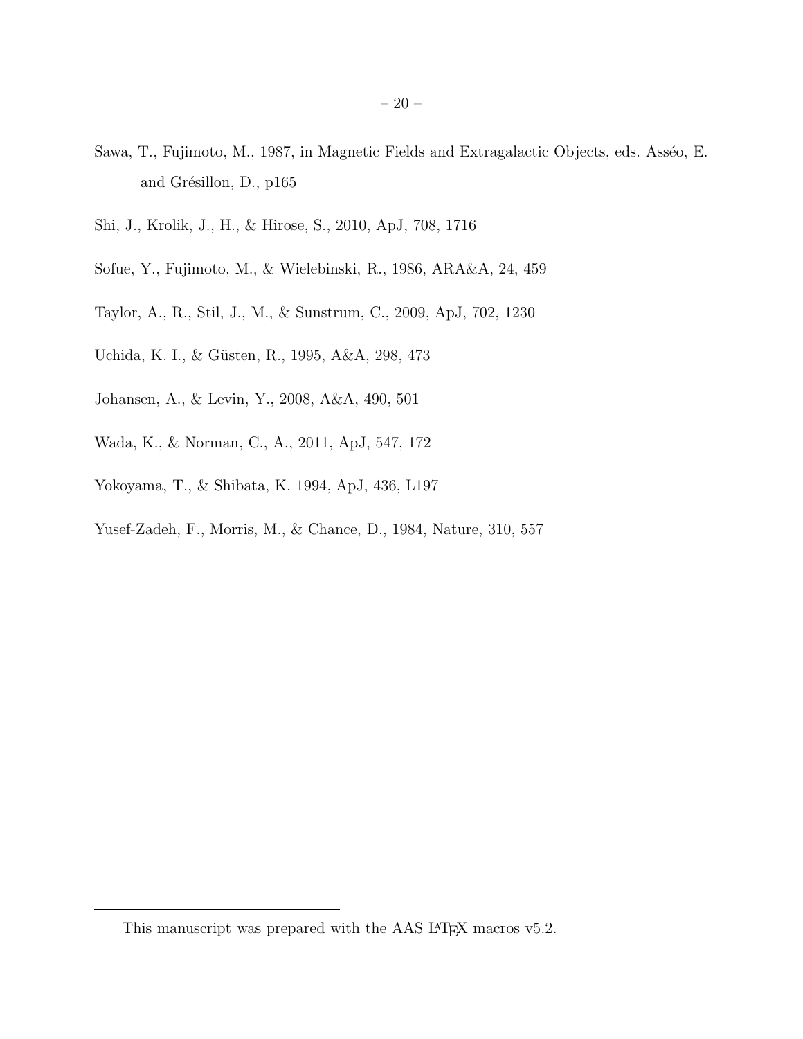Sawa, T., Fujimoto, M., 1987, in Magnetic Fields and Extragalactic Objects, eds. Asséo, E. and Grésillon, D., p165

Shi, J., Krolik, J., H., & Hirose, S., 2010, ApJ, 708, 1716

Sofue, Y., Fujimoto, M., & Wielebinski, R., 1986, ARA&A, 24, 459

Taylor, A., R., Stil, J., M., & Sunstrum, C., 2009, ApJ, 702, 1230

Uchida, K. I., & Güsten, R., 1995, A&A, 298, 473

Johansen, A., & Levin, Y., 2008, A&A, 490, 501

Wada, K., & Norman, C., A., 2011, ApJ, 547, 172

Yokoyama, T., & Shibata, K. 1994, ApJ, 436, L197

Yusef-Zadeh, F., Morris, M., & Chance, D., 1984, Nature, 310, 557

---

This manuscript was prepared with the AAS LaTeX macros v5.2.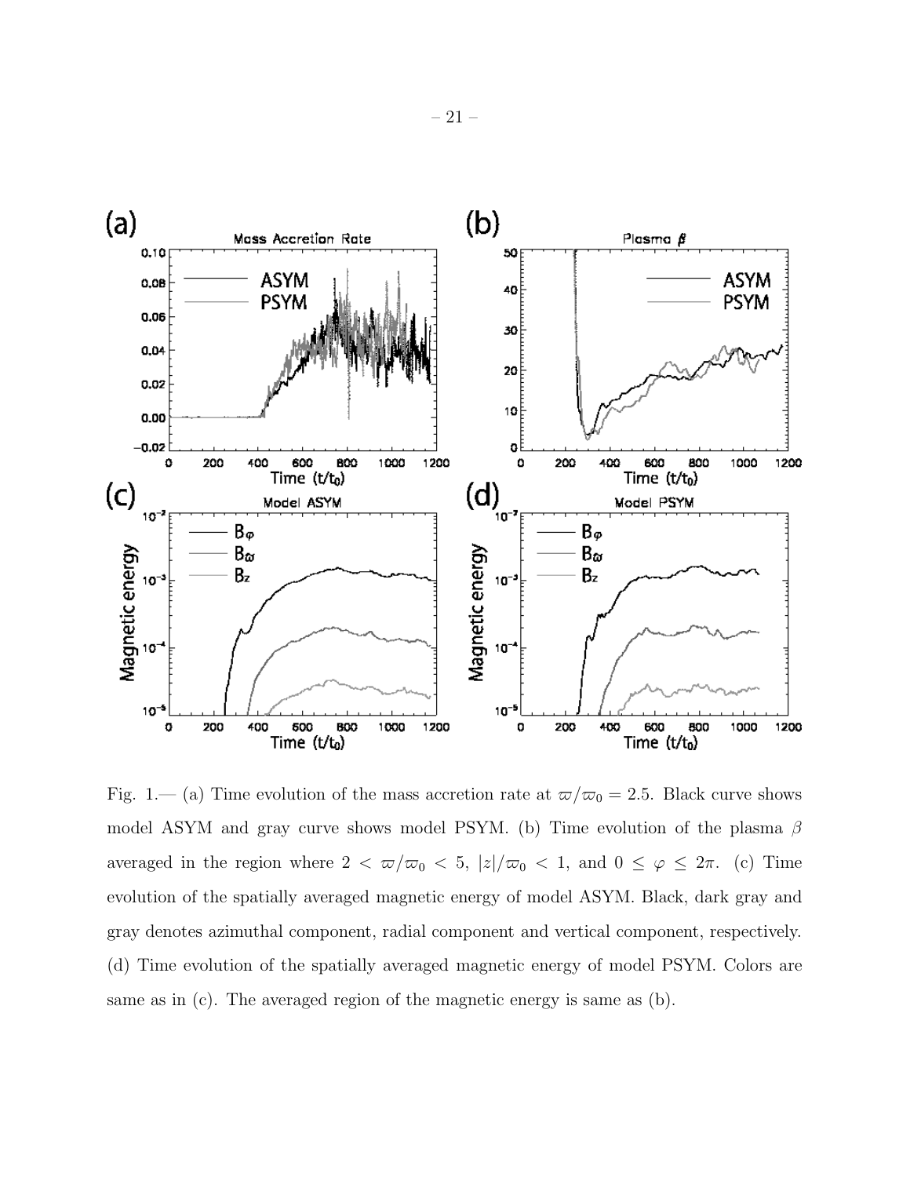Fig. 1.— (a) Time evolution of the mass accretion rate at $\varpi/\varpi_0 = 2.5$. Black curve shows model ASYM and gray curve shows model PSYM. (b) Time evolution of the plasma $\beta$ averaged in the region where $2 < \varpi/\varpi_0 < 5$, $|z|/\varpi_0 < 1$, and $0 \leq \varphi \leq 2\pi$. (c) Time evolution of the spatially averaged magnetic energy of model ASYM. Black, dark gray and gray denotes azimuthal component, radial component and vertical component, respectively. (d) Time evolution of the spatially averaged magnetic energy of model PSYM. Colors are same as in (c). The averaged region of the magnetic energy is same as (b).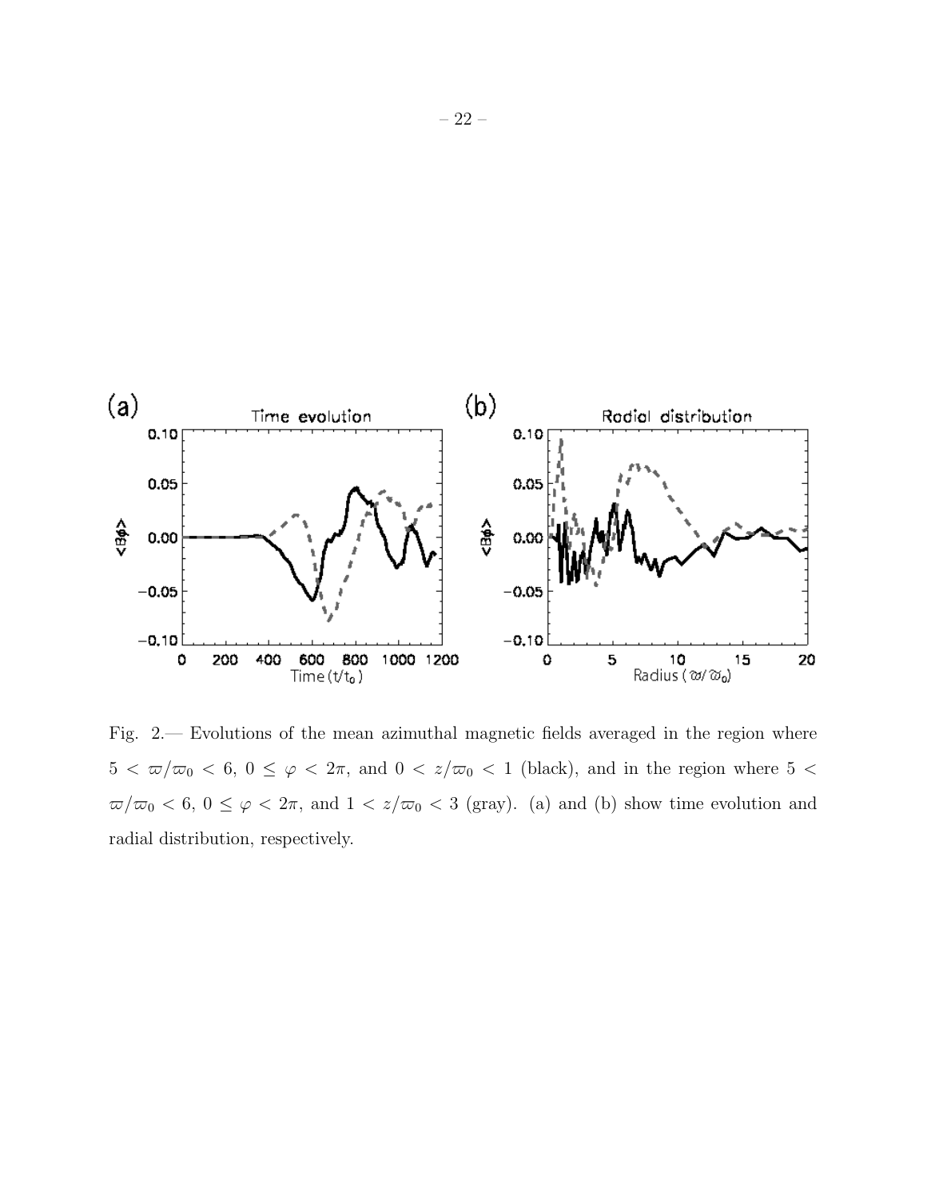Fig. 2.— Evolutions of the mean azimuthal magnetic fields averaged in the region where $5 < \varpi/\varpi_0 < 6$, $0 \leq \varphi < 2\pi$, and $0 < z/\varpi_0 < 1$ (black), and in the region where $5 < \varpi/\varpi_0 < 6$, $0 \leq \varphi < 2\pi$, and $1 < z/\varpi_0 < 3$ (gray). (a) and (b) show time evolution and radial distribution, respectively.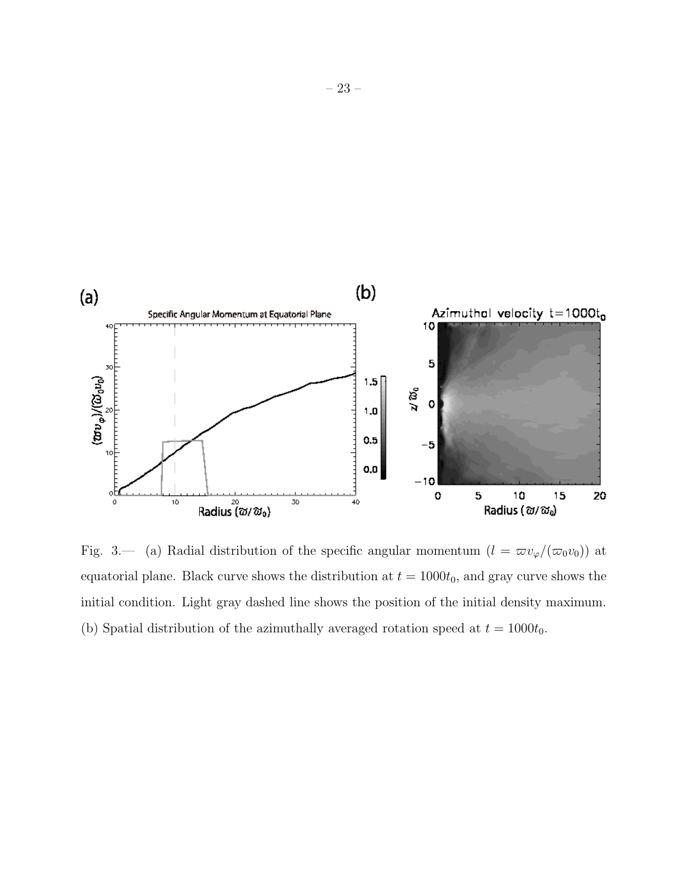Fig. 3.— (a) Radial distribution of the specific angular momentum ($l = \varpi v_\varphi/(\varpi_0 v_0)$) at equatorial plane. Black curve shows the distribution at $t = 1000t_0$, and gray curve shows the initial condition. Light gray dashed line shows the position of the initial density maximum. (b) Spatial distribution of the azimuthally averaged rotation speed at $t = 1000t_0$.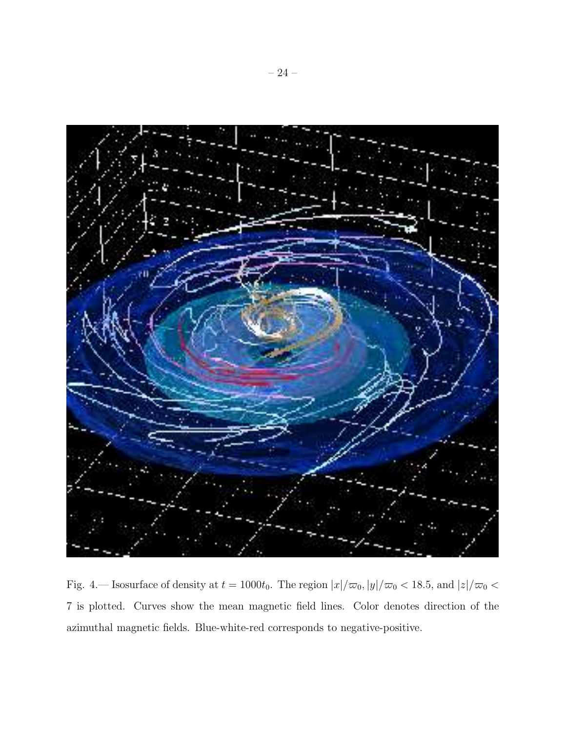Fig. 4.— Isosurface of density at $t = 1000t_0$. The region $|x|/\varpi_0, |y|/\varpi_0 < 18.5$, and $|z|/\varpi_0 < 7$ is plotted. Curves show the mean magnetic field lines. Color denotes direction of the azimuthal magnetic fields. Blue-white-red corresponds to negative-positive.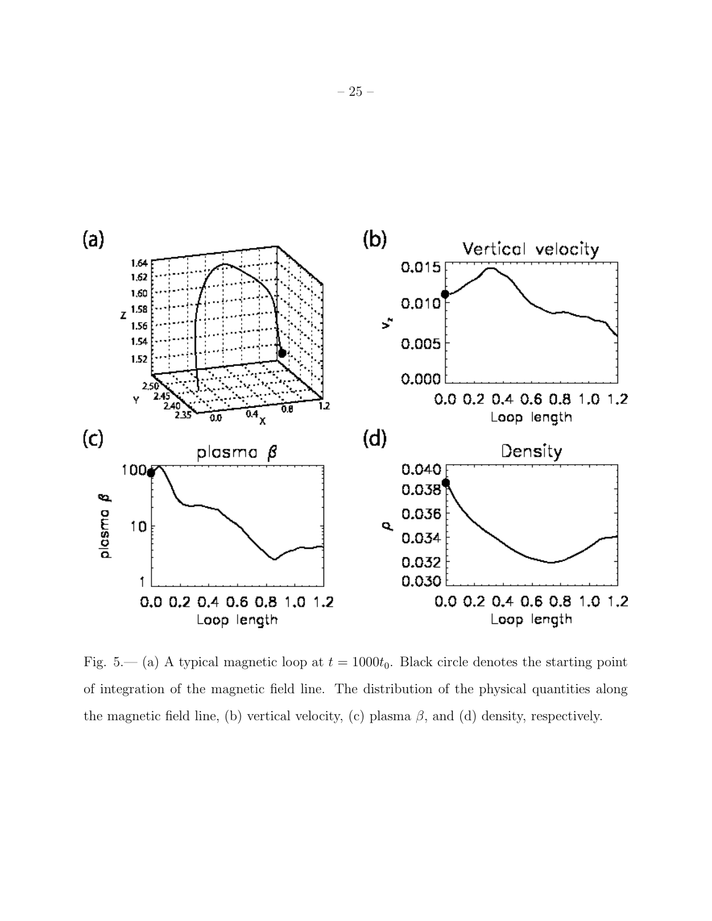Fig. 5.— (a) A typical magnetic loop at $t = 1000t_0$. Black circle denotes the starting point of integration of the magnetic field line. The distribution of the physical quantities along the magnetic field line, (b) vertical velocity, (c) plasma $\beta$, and (d) density, respectively.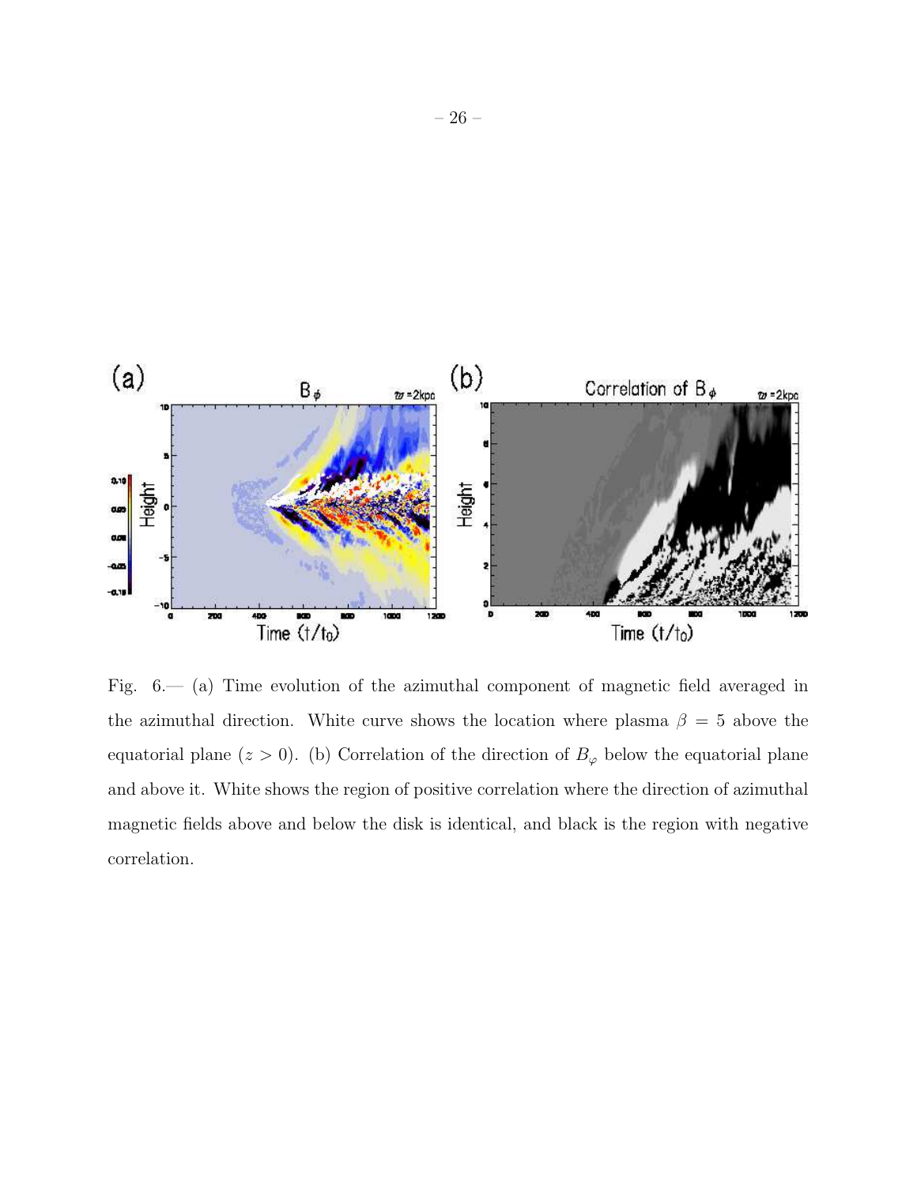Fig. 6.— (a) Time evolution of the azimuthal component of magnetic field averaged in the azimuthal direction. White curve shows the location where plasma $\beta = 5$ above the equatorial plane ($z > 0$). (b) Correlation of the direction of $B_\varphi$ below the equatorial plane and above it. White shows the region of positive correlation where the direction of azimuthal magnetic fields above and below the disk is identical, and black is the region with negative correlation.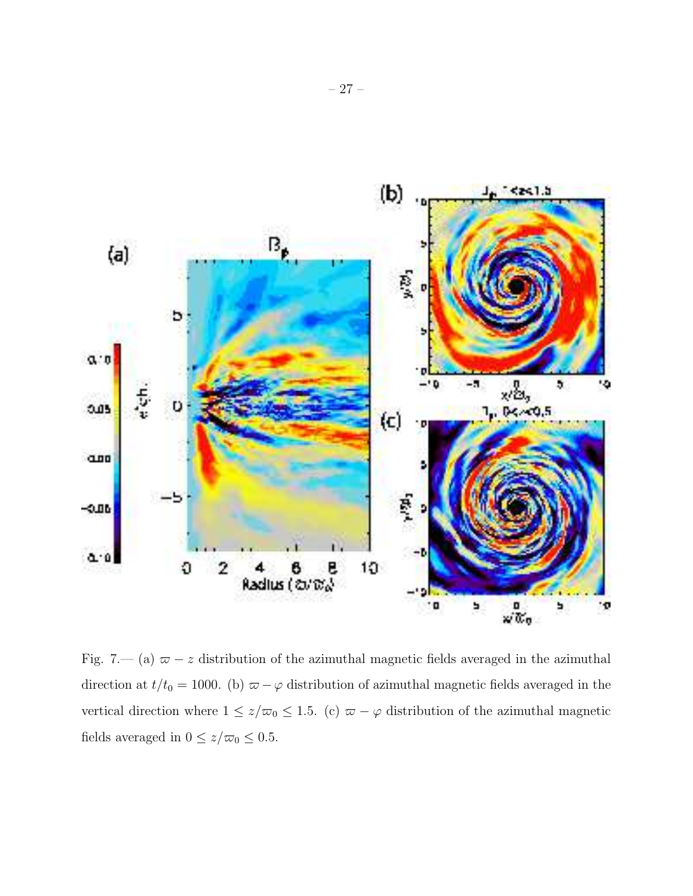Fig. 7.— (a) $\varpi - z$ distribution of the azimuthal magnetic fields averaged in the azimuthal direction at $t/t_0 = 1000$. (b) $\varpi - \varphi$ distribution of azimuthal magnetic fields averaged in the vertical direction where $1 \leq z/\varpi_0 \leq 1.5$. (c) $\varpi - \varphi$ distribution of the azimuthal magnetic fields averaged in $0 \leq z/\varpi_0 \leq 0.5$.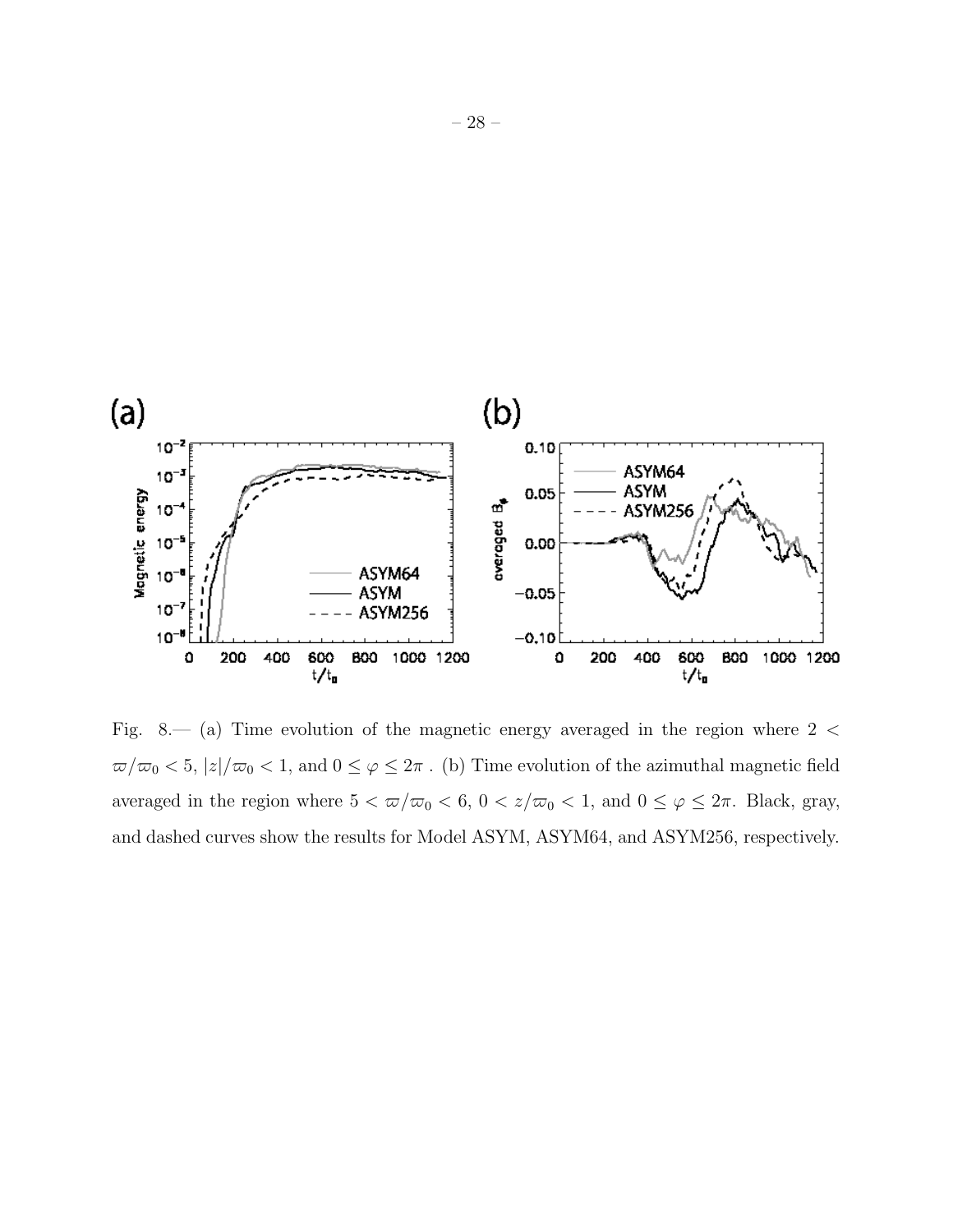Fig. 8.— (a) Time evolution of the magnetic energy averaged in the region where $2 < \varpi/\varpi_0 < 5$, $|z|/\varpi_0 < 1$, and $0 \leq \varphi \leq 2\pi$ . (b) Time evolution of the azimuthal magnetic field averaged in the region where $5 < \varpi/\varpi_0 < 6$, $0 < z/\varpi_0 < 1$, and $0 \leq \varphi \leq 2\pi$. Black, gray, and dashed curves show the results for Model ASYM, ASYM64, and ASYM256, respectively.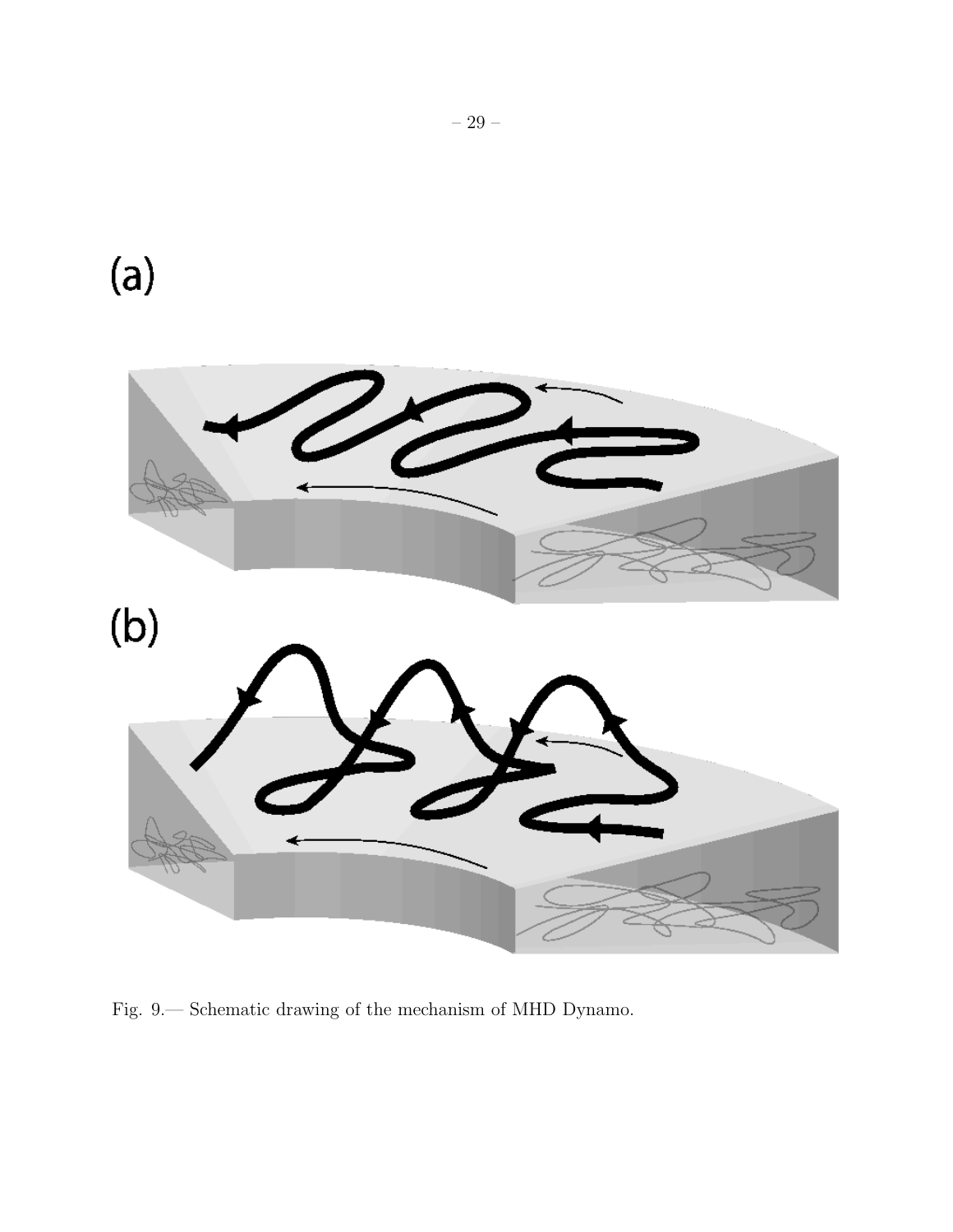(a)

(b)

Fig. 9.— Schematic drawing of the mechanism of MHD Dynamo.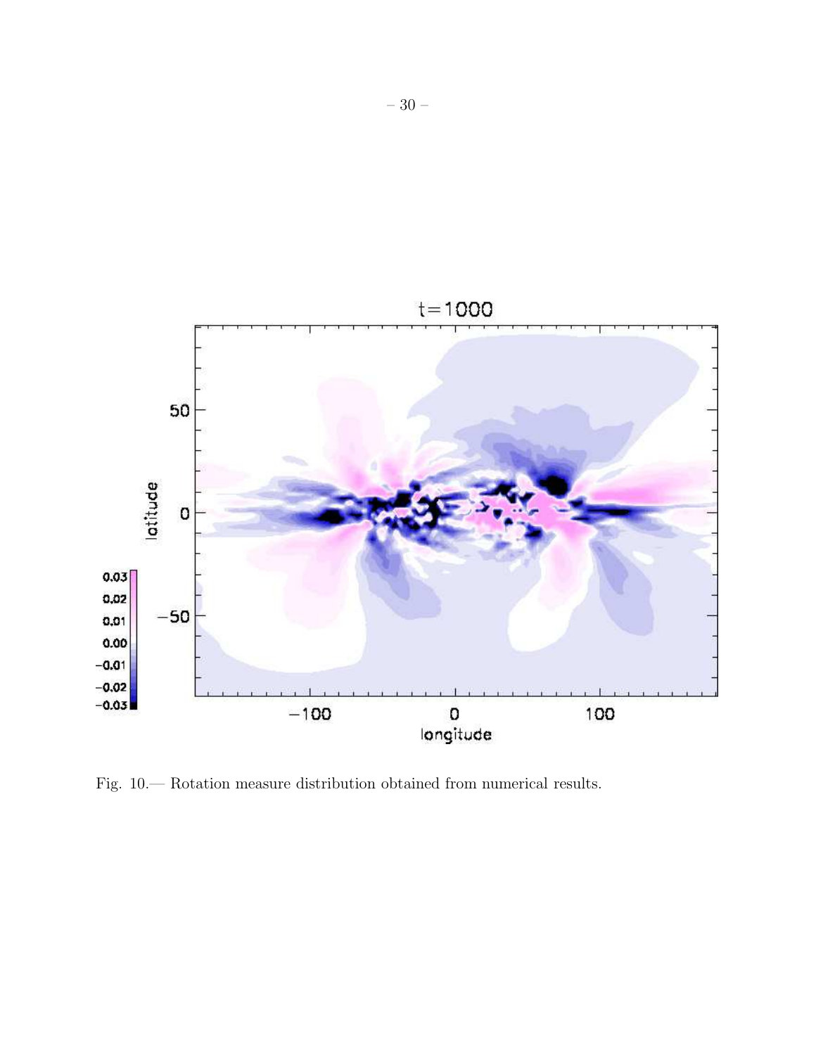t=1000

latitude

longitude

50

0

−50

−100

0

100

0.03

0.02

0.01

0.00

−0.01

−0.02

−0.03

Fig. 10.— Rotation measure distribution obtained from numerical results.